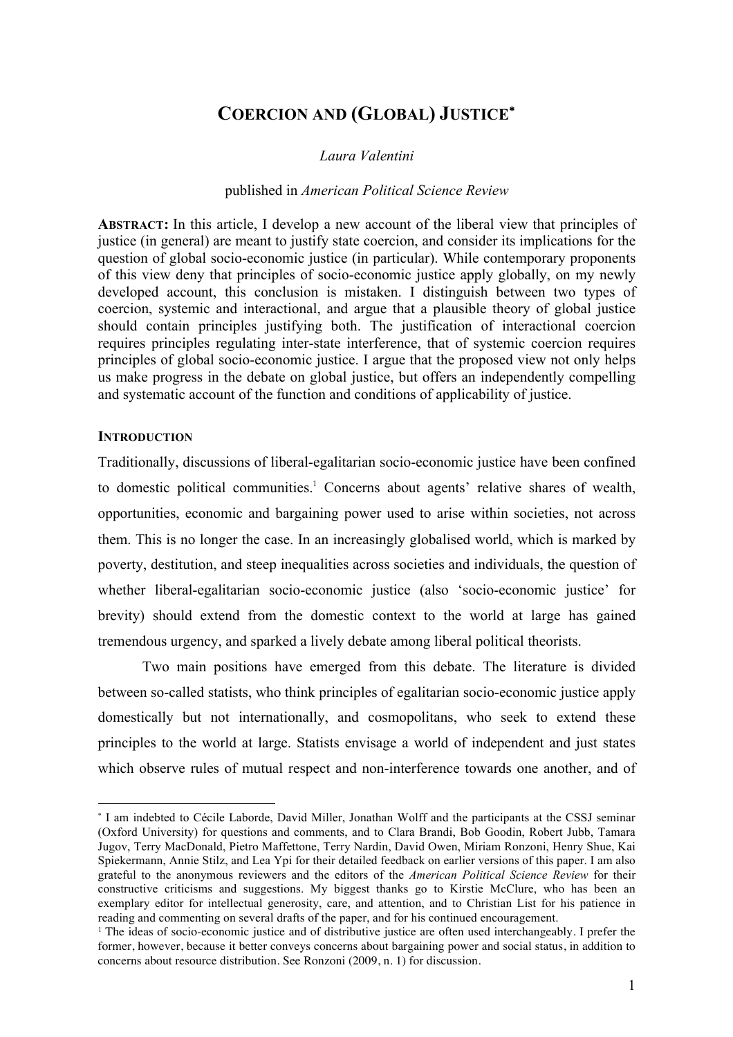# COERCION AND (GLOBAL) JUSTICE*

*Laura Valentini*

published in *American Political Science Review*

**ABSTRACT:** In this article, I develop a new account of the liberal view that principles of justice (in general) are meant to justify state coercion, and consider its implications for the question of global socio-economic justice (in particular). While contemporary proponents of this view deny that principles of socio-economic justice apply globally, on my newly developed account, this conclusion is mistaken. I distinguish between two types of coercion, systemic and interactional, and argue that a plausible theory of global justice should contain principles justifying both. The justification of interactional coercion requires principles regulating inter-state interference, that of systemic coercion requires principles of global socio-economic justice. I argue that the proposed view not only helps us make progress in the debate on global justice, but offers an independently compelling and systematic account of the function and conditions of applicability of justice.

## INTRODUCTION

Traditionally, discussions of liberal-egalitarian socio-economic justice have been confined to domestic political communities.[1] Concerns about agents' relative shares of wealth, opportunities, economic and bargaining power used to arise within societies, not across them. This is no longer the case. In an increasingly globalised world, which is marked by poverty, destitution, and steep inequalities across societies and individuals, the question of whether liberal-egalitarian socio-economic justice (also 'socio-economic justice' for brevity) should extend from the domestic context to the world at large has gained tremendous urgency, and sparked a lively debate among liberal political theorists.

Two main positions have emerged from this debate. The literature is divided between so-called statists, who think principles of egalitarian socio-economic justice apply domestically but not internationally, and cosmopolitans, who seek to extend these principles to the world at large. Statists envisage a world of independent and just states which observe rules of mutual respect and non-interference towards one another, and of

---

* I am indebted to Cécile Laborde, David Miller, Jonathan Wolff and the participants at the CSSJ seminar (Oxford University) for questions and comments, and to Clara Brandi, Bob Goodin, Robert Jubb, Tamara Jugov, Terry MacDonald, Pietro Maffettone, Terry Nardin, David Owen, Miriam Ronzoni, Henry Shue, Kai Spiekermann, Annie Stilz, and Lea Ypi for their detailed feedback on earlier versions of this paper. I am also grateful to the anonymous reviewers and the editors of the *American Political Science Review* for their constructive criticisms and suggestions. My biggest thanks go to Kirstie McClure, who has been an exemplary editor for intellectual generosity, care, and attention, and to Christian List for his patience in reading and commenting on several drafts of the paper, and for his continued encouragement.

[1] The ideas of socio-economic justice and of distributive justice are often used interchangeably. I prefer the former, however, because it better conveys concerns about bargaining power and social status, in addition to concerns about resource distribution. See Ronzoni (2009, n. 1) for discussion.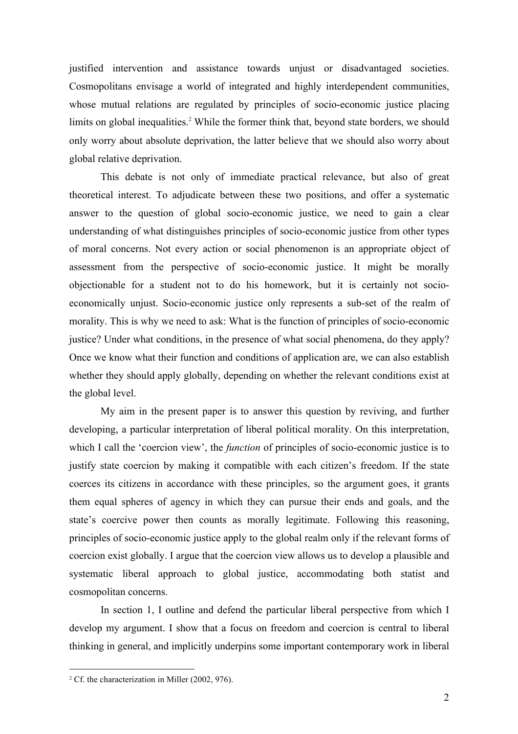justified intervention and assistance towards unjust or disadvantaged societies. Cosmopolitans envisage a world of integrated and highly interdependent communities, whose mutual relations are regulated by principles of socio-economic justice placing limits on global inequalities.[2] While the former think that, beyond state borders, we should only worry about absolute deprivation, the latter believe that we should also worry about global relative deprivation.

This debate is not only of immediate practical relevance, but also of great theoretical interest. To adjudicate between these two positions, and offer a systematic answer to the question of global socio-economic justice, we need to gain a clear understanding of what distinguishes principles of socio-economic justice from other types of moral concerns. Not every action or social phenomenon is an appropriate object of assessment from the perspective of socio-economic justice. It might be morally objectionable for a student not to do his homework, but it is certainly not socio-economically unjust. Socio-economic justice only represents a sub-set of the realm of morality. This is why we need to ask: What is the function of principles of socio-economic justice? Under what conditions, in the presence of what social phenomena, do they apply? Once we know what their function and conditions of application are, we can also establish whether they should apply globally, depending on whether the relevant conditions exist at the global level.

My aim in the present paper is to answer this question by reviving, and further developing, a particular interpretation of liberal political morality. On this interpretation, which I call the 'coercion view', the *function* of principles of socio-economic justice is to justify state coercion by making it compatible with each citizen's freedom. If the state coerces its citizens in accordance with these principles, so the argument goes, it grants them equal spheres of agency in which they can pursue their ends and goals, and the state's coercive power then counts as morally legitimate. Following this reasoning, principles of socio-economic justice apply to the global realm only if the relevant forms of coercion exist globally. I argue that the coercion view allows us to develop a plausible and systematic liberal approach to global justice, accommodating both statist and cosmopolitan concerns.

In section 1, I outline and defend the particular liberal perspective from which I develop my argument. I show that a focus on freedom and coercion is central to liberal thinking in general, and implicitly underpins some important contemporary work in liberal

[2] Cf. the characterization in Miller (2002, 976).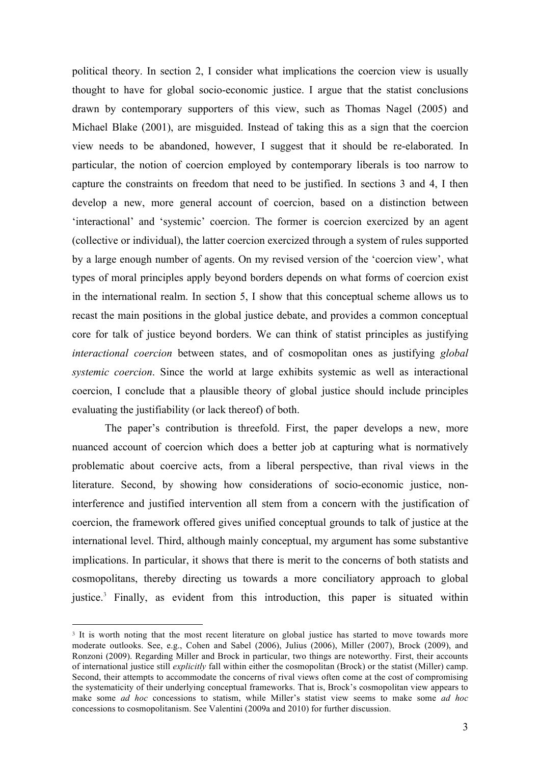political theory. In section 2, I consider what implications the coercion view is usually thought to have for global socio-economic justice. I argue that the statist conclusions drawn by contemporary supporters of this view, such as Thomas Nagel (2005) and Michael Blake (2001), are misguided. Instead of taking this as a sign that the coercion view needs to be abandoned, however, I suggest that it should be re-elaborated. In particular, the notion of coercion employed by contemporary liberals is too narrow to capture the constraints on freedom that need to be justified. In sections 3 and 4, I then develop a new, more general account of coercion, based on a distinction between 'interactional' and 'systemic' coercion. The former is coercion exercized by an agent (collective or individual), the latter coercion exercized through a system of rules supported by a large enough number of agents. On my revised version of the 'coercion view', what types of moral principles apply beyond borders depends on what forms of coercion exist in the international realm. In section 5, I show that this conceptual scheme allows us to recast the main positions in the global justice debate, and provides a common conceptual core for talk of justice beyond borders. We can think of statist principles as justifying *interactional coercion* between states, and of cosmopolitan ones as justifying *global systemic coercion*. Since the world at large exhibits systemic as well as interactional coercion, I conclude that a plausible theory of global justice should include principles evaluating the justifiability (or lack thereof) of both.

The paper's contribution is threefold. First, the paper develops a new, more nuanced account of coercion which does a better job at capturing what is normatively problematic about coercive acts, from a liberal perspective, than rival views in the literature. Second, by showing how considerations of socio-economic justice, non-interference and justified intervention all stem from a concern with the justification of coercion, the framework offered gives unified conceptual grounds to talk of justice at the international level. Third, although mainly conceptual, my argument has some substantive implications. In particular, it shows that there is merit to the concerns of both statists and cosmopolitans, thereby directing us towards a more conciliatory approach to global justice.[3] Finally, as evident from this introduction, this paper is situated within

[3] It is worth noting that the most recent literature on global justice has started to move towards more moderate outlooks. See, e.g., Cohen and Sabel (2006), Julius (2006), Miller (2007), Brock (2009), and Ronzoni (2009). Regarding Miller and Brock in particular, two things are noteworthy. First, their accounts of international justice still *explicitly* fall within either the cosmopolitan (Brock) or the statist (Miller) camp. Second, their attempts to accommodate the concerns of rival views often come at the cost of compromising the systematicity of their underlying conceptual frameworks. That is, Brock's cosmopolitan view appears to make some *ad hoc* concessions to statism, while Miller's statist view seems to make some *ad hoc* concessions to cosmopolitanism. See Valentini (2009a and 2010) for further discussion.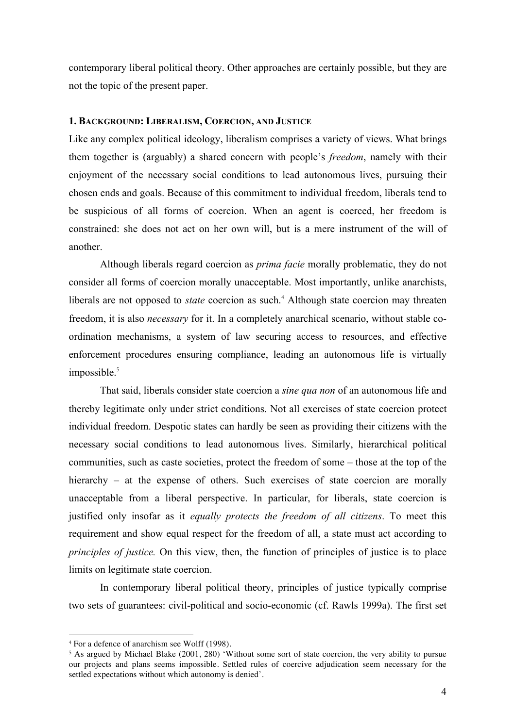contemporary liberal political theory. Other approaches are certainly possible, but they are not the topic of the present paper.

## 1. Background: Liberalism, Coercion, and Justice

Like any complex political ideology, liberalism comprises a variety of views. What brings them together is (arguably) a shared concern with people's *freedom*, namely with their enjoyment of the necessary social conditions to lead autonomous lives, pursuing their chosen ends and goals. Because of this commitment to individual freedom, liberals tend to be suspicious of all forms of coercion. When an agent is coerced, her freedom is constrained: she does not act on her own will, but is a mere instrument of the will of another.

Although liberals regard coercion as *prima facie* morally problematic, they do not consider all forms of coercion morally unacceptable. Most importantly, unlike anarchists, liberals are not opposed to *state* coercion as such.[4] Although state coercion may threaten freedom, it is also *necessary* for it. In a completely anarchical scenario, without stable co-ordination mechanisms, a system of law securing access to resources, and effective enforcement procedures ensuring compliance, leading an autonomous life is virtually impossible.[5]

That said, liberals consider state coercion a *sine qua non* of an autonomous life and thereby legitimate only under strict conditions. Not all exercises of state coercion protect individual freedom. Despotic states can hardly be seen as providing their citizens with the necessary social conditions to lead autonomous lives. Similarly, hierarchical political communities, such as caste societies, protect the freedom of some – those at the top of the hierarchy – at the expense of others. Such exercises of state coercion are morally unacceptable from a liberal perspective. In particular, for liberals, state coercion is justified only insofar as it *equally protects the freedom of all citizens*. To meet this requirement and show equal respect for the freedom of all, a state must act according to *principles of justice.* On this view, then, the function of principles of justice is to place limits on legitimate state coercion.

In contemporary liberal political theory, principles of justice typically comprise two sets of guarantees: civil-political and socio-economic (cf. Rawls 1999a). The first set

---

[4] For a defence of anarchism see Wolff (1998).

[5] As argued by Michael Blake (2001, 280) 'Without some sort of state coercion, the very ability to pursue our projects and plans seems impossible. Settled rules of coercive adjudication seem necessary for the settled expectations without which autonomy is denied'.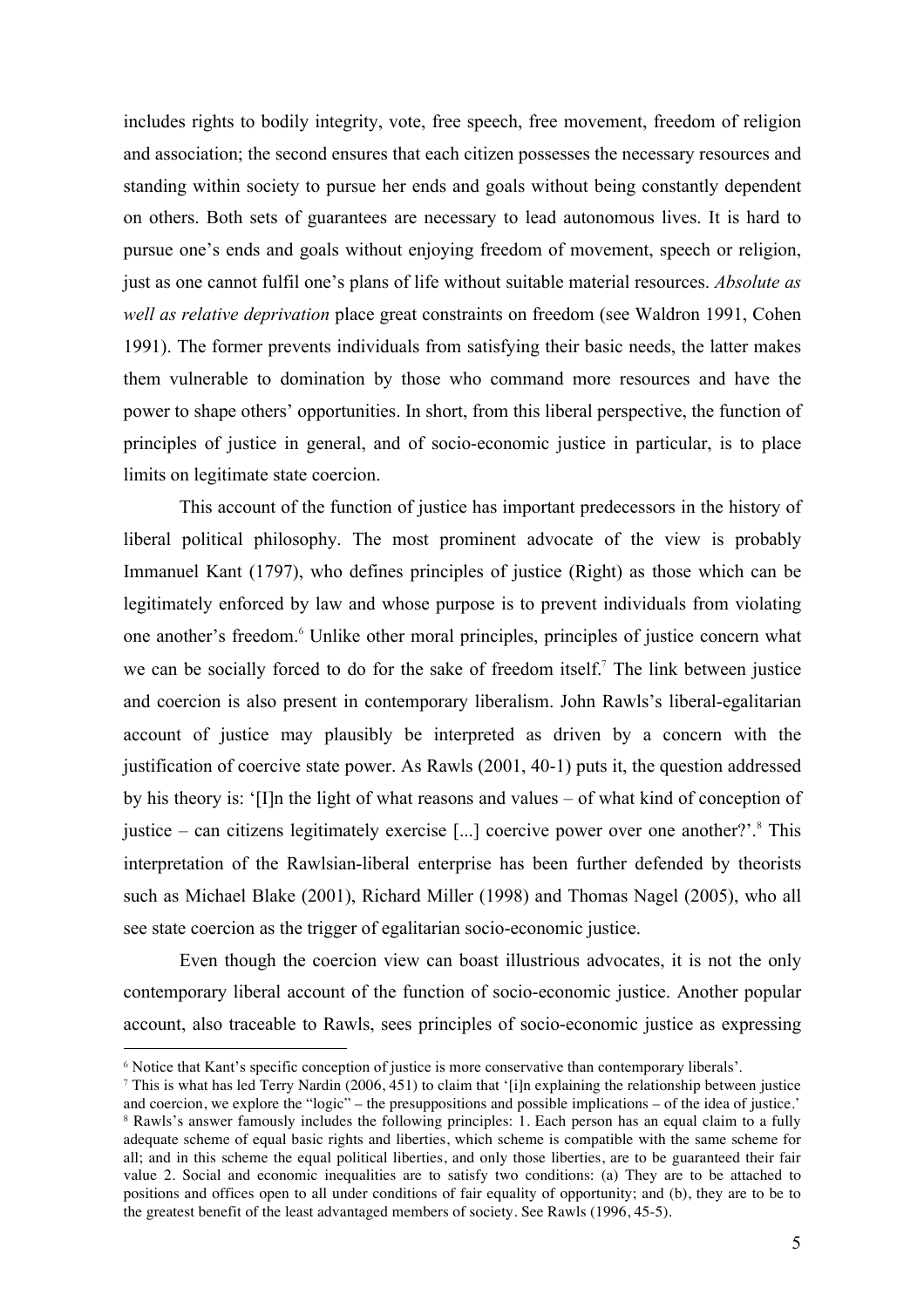includes rights to bodily integrity, vote, free speech, free movement, freedom of religion and association; the second ensures that each citizen possesses the necessary resources and standing within society to pursue her ends and goals without being constantly dependent on others. Both sets of guarantees are necessary to lead autonomous lives. It is hard to pursue one's ends and goals without enjoying freedom of movement, speech or religion, just as one cannot fulfil one's plans of life without suitable material resources. *Absolute as well as relative deprivation* place great constraints on freedom (see Waldron 1991, Cohen 1991). The former prevents individuals from satisfying their basic needs, the latter makes them vulnerable to domination by those who command more resources and have the power to shape others' opportunities. In short, from this liberal perspective, the function of principles of justice in general, and of socio-economic justice in particular, is to place limits on legitimate state coercion.

This account of the function of justice has important predecessors in the history of liberal political philosophy. The most prominent advocate of the view is probably Immanuel Kant (1797), who defines principles of justice (Right) as those which can be legitimately enforced by law and whose purpose is to prevent individuals from violating one another's freedom.[6] Unlike other moral principles, principles of justice concern what we can be socially forced to do for the sake of freedom itself.[7] The link between justice and coercion is also present in contemporary liberalism. John Rawls's liberal-egalitarian account of justice may plausibly be interpreted as driven by a concern with the justification of coercive state power. As Rawls (2001, 40-1) puts it, the question addressed by his theory is: '[I]n the light of what reasons and values – of what kind of conception of justice – can citizens legitimately exercise [...] coercive power over one another?'.[8] This interpretation of the Rawlsian-liberal enterprise has been further defended by theorists such as Michael Blake (2001), Richard Miller (1998) and Thomas Nagel (2005), who all see state coercion as the trigger of egalitarian socio-economic justice.

Even though the coercion view can boast illustrious advocates, it is not the only contemporary liberal account of the function of socio-economic justice. Another popular account, also traceable to Rawls, sees principles of socio-economic justice as expressing

---

[6] Notice that Kant's specific conception of justice is more conservative than contemporary liberals'.

[7] This is what has led Terry Nardin (2006, 451) to claim that '[i]n explaining the relationship between justice and coercion, we explore the "logic" – the presuppositions and possible implications – of the idea of justice.'

[8] Rawls's answer famously includes the following principles: 1. Each person has an equal claim to a fully adequate scheme of equal basic rights and liberties, which scheme is compatible with the same scheme for all; and in this scheme the equal political liberties, and only those liberties, are to be guaranteed their fair value 2. Social and economic inequalities are to satisfy two conditions: (a) They are to be attached to positions and offices open to all under conditions of fair equality of opportunity; and (b), they are to be to the greatest benefit of the least advantaged members of society. See Rawls (1996, 45-5).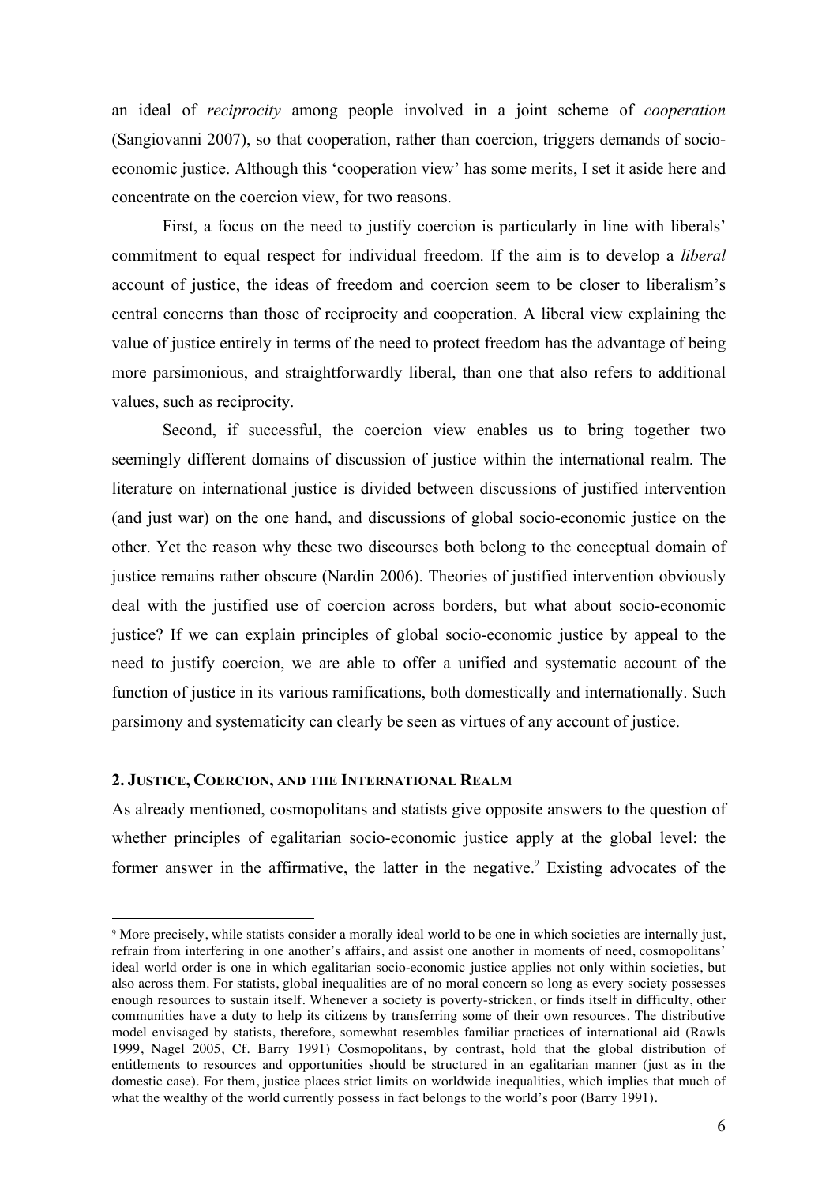an ideal of *reciprocity* among people involved in a joint scheme of *cooperation* (Sangiovanni 2007), so that cooperation, rather than coercion, triggers demands of socio-economic justice. Although this 'cooperation view' has some merits, I set it aside here and concentrate on the coercion view, for two reasons.

First, a focus on the need to justify coercion is particularly in line with liberals' commitment to equal respect for individual freedom. If the aim is to develop a *liberal* account of justice, the ideas of freedom and coercion seem to be closer to liberalism's central concerns than those of reciprocity and cooperation. A liberal view explaining the value of justice entirely in terms of the need to protect freedom has the advantage of being more parsimonious, and straightforwardly liberal, than one that also refers to additional values, such as reciprocity.

Second, if successful, the coercion view enables us to bring together two seemingly different domains of discussion of justice within the international realm. The literature on international justice is divided between discussions of justified intervention (and just war) on the one hand, and discussions of global socio-economic justice on the other. Yet the reason why these two discourses both belong to the conceptual domain of justice remains rather obscure (Nardin 2006). Theories of justified intervention obviously deal with the justified use of coercion across borders, but what about socio-economic justice? If we can explain principles of global socio-economic justice by appeal to the need to justify coercion, we are able to offer a unified and systematic account of the function of justice in its various ramifications, both domestically and internationally. Such parsimony and systematicity can clearly be seen as virtues of any account of justice.

## 2. Justice, Coercion, and the International Realm

As already mentioned, cosmopolitans and statists give opposite answers to the question of whether principles of egalitarian socio-economic justice apply at the global level: the former answer in the affirmative, the latter in the negative.[9] Existing advocates of the

---

[9] More precisely, while statists consider a morally ideal world to be one in which societies are internally just, refrain from interfering in one another's affairs, and assist one another in moments of need, cosmopolitans' ideal world order is one in which egalitarian socio-economic justice applies not only within societies, but also across them. For statists, global inequalities are of no moral concern so long as every society possesses enough resources to sustain itself. Whenever a society is poverty-stricken, or finds itself in difficulty, other communities have a duty to help its citizens by transferring some of their own resources. The distributive model envisaged by statists, therefore, somewhat resembles familiar practices of international aid (Rawls 1999, Nagel 2005, Cf. Barry 1991) Cosmopolitans, by contrast, hold that the global distribution of entitlements to resources and opportunities should be structured in an egalitarian manner (just as in the domestic case). For them, justice places strict limits on worldwide inequalities, which implies that much of what the wealthy of the world currently possess in fact belongs to the world's poor (Barry 1991).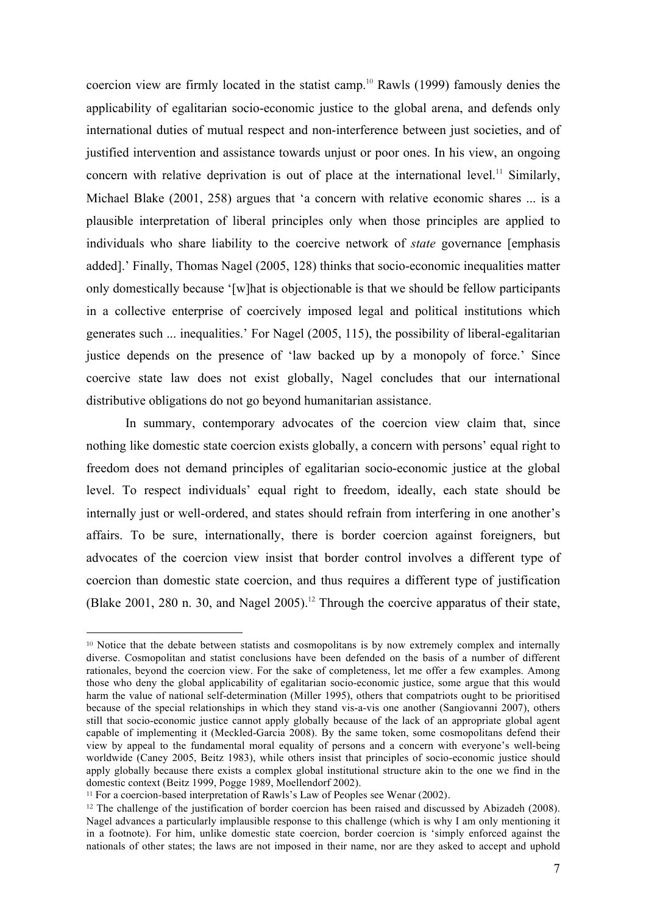coercion view are firmly located in the statist camp.[10] Rawls (1999) famously denies the applicability of egalitarian socio-economic justice to the global arena, and defends only international duties of mutual respect and non-interference between just societies, and of justified intervention and assistance towards unjust or poor ones. In his view, an ongoing concern with relative deprivation is out of place at the international level.[11] Similarly, Michael Blake (2001, 258) argues that 'a concern with relative economic shares ... is a plausible interpretation of liberal principles only when those principles are applied to individuals who share liability to the coercive network of *state* governance [emphasis added].' Finally, Thomas Nagel (2005, 128) thinks that socio-economic inequalities matter only domestically because '[w]hat is objectionable is that we should be fellow participants in a collective enterprise of coercively imposed legal and political institutions which generates such ... inequalities.' For Nagel (2005, 115), the possibility of liberal-egalitarian justice depends on the presence of 'law backed up by a monopoly of force.' Since coercive state law does not exist globally, Nagel concludes that our international distributive obligations do not go beyond humanitarian assistance.

In summary, contemporary advocates of the coercion view claim that, since nothing like domestic state coercion exists globally, a concern with persons' equal right to freedom does not demand principles of egalitarian socio-economic justice at the global level. To respect individuals' equal right to freedom, ideally, each state should be internally just or well-ordered, and states should refrain from interfering in one another's affairs. To be sure, internationally, there is border coercion against foreigners, but advocates of the coercion view insist that border control involves a different type of coercion than domestic state coercion, and thus requires a different type of justification (Blake 2001, 280 n. 30, and Nagel 2005).[12] Through the coercive apparatus of their state,

---

[10] Notice that the debate between statists and cosmopolitans is by now extremely complex and internally diverse. Cosmopolitan and statist conclusions have been defended on the basis of a number of different rationales, beyond the coercion view. For the sake of completeness, let me offer a few examples. Among those who deny the global applicability of egalitarian socio-economic justice, some argue that this would harm the value of national self-determination (Miller 1995), others that compatriots ought to be prioritised because of the special relationships in which they stand vis-a-vis one another (Sangiovanni 2007), others still that socio-economic justice cannot apply globally because of the lack of an appropriate global agent capable of implementing it (Meckled-Garcia 2008). By the same token, some cosmopolitans defend their view by appeal to the fundamental moral equality of persons and a concern with everyone's well-being worldwide (Caney 2005, Beitz 1983), while others insist that principles of socio-economic justice should apply globally because there exists a complex global institutional structure akin to the one we find in the domestic context (Beitz 1999, Pogge 1989, Moellendorf 2002).

[11] For a coercion-based interpretation of Rawls's Law of Peoples see Wenar (2002).

[12] The challenge of the justification of border coercion has been raised and discussed by Abizadeh (2008). Nagel advances a particularly implausible response to this challenge (which is why I am only mentioning it in a footnote). For him, unlike domestic state coercion, border coercion is 'simply enforced against the nationals of other states; the laws are not imposed in their name, nor are they asked to accept and uphold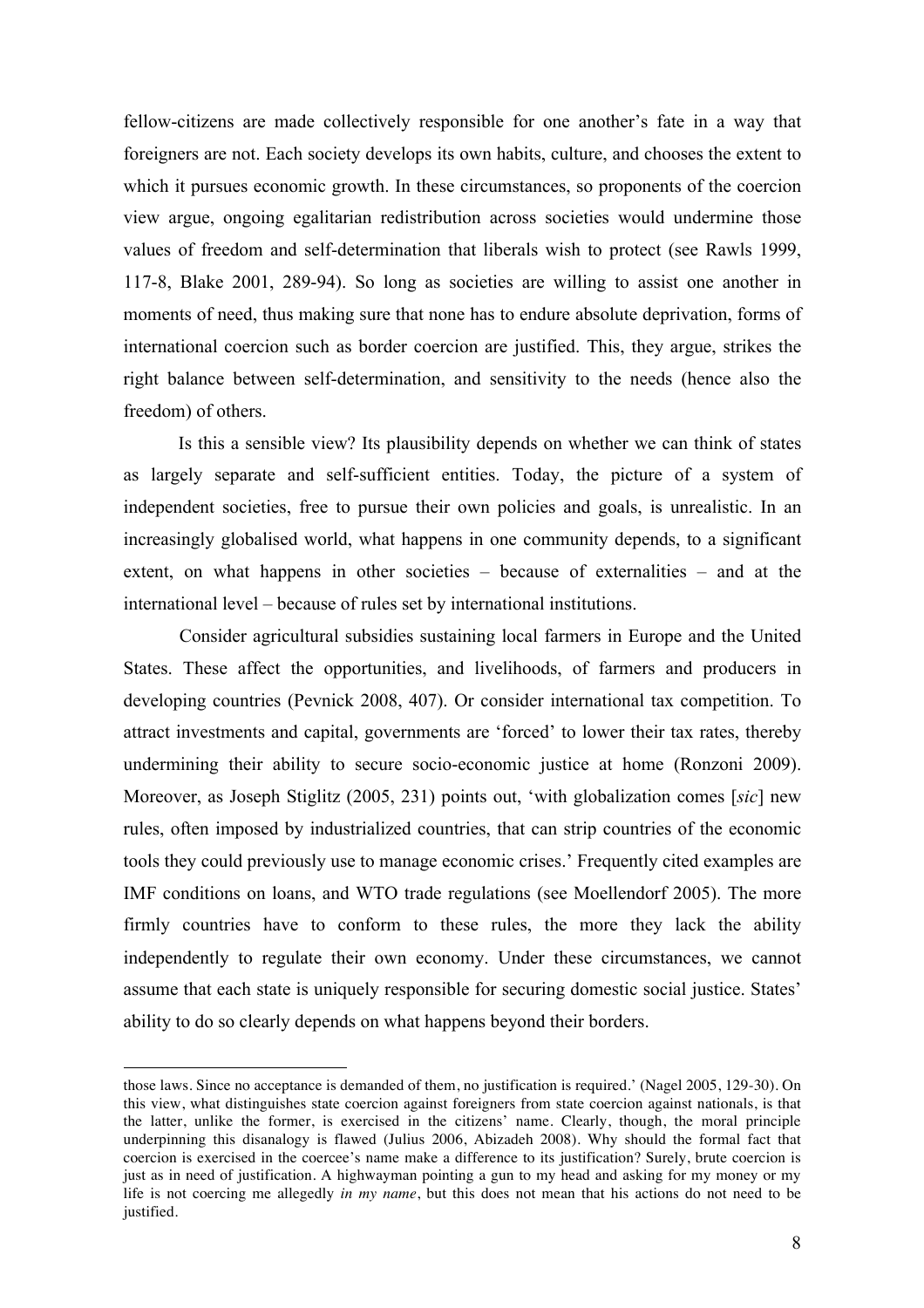fellow-citizens are made collectively responsible for one another's fate in a way that foreigners are not. Each society develops its own habits, culture, and chooses the extent to which it pursues economic growth. In these circumstances, so proponents of the coercion view argue, ongoing egalitarian redistribution across societies would undermine those values of freedom and self-determination that liberals wish to protect (see Rawls 1999, 117-8, Blake 2001, 289-94). So long as societies are willing to assist one another in moments of need, thus making sure that none has to endure absolute deprivation, forms of international coercion such as border coercion are justified. This, they argue, strikes the right balance between self-determination, and sensitivity to the needs (hence also the freedom) of others.

Is this a sensible view? Its plausibility depends on whether we can think of states as largely separate and self-sufficient entities. Today, the picture of a system of independent societies, free to pursue their own policies and goals, is unrealistic. In an increasingly globalised world, what happens in one community depends, to a significant extent, on what happens in other societies – because of externalities – and at the international level – because of rules set by international institutions.

Consider agricultural subsidies sustaining local farmers in Europe and the United States. These affect the opportunities, and livelihoods, of farmers and producers in developing countries (Pevnick 2008, 407). Or consider international tax competition. To attract investments and capital, governments are 'forced' to lower their tax rates, thereby undermining their ability to secure socio-economic justice at home (Ronzoni 2009). Moreover, as Joseph Stiglitz (2005, 231) points out, 'with globalization comes [*sic*] new rules, often imposed by industrialized countries, that can strip countries of the economic tools they could previously use to manage economic crises.' Frequently cited examples are IMF conditions on loans, and WTO trade regulations (see Moellendorf 2005). The more firmly countries have to conform to these rules, the more they lack the ability independently to regulate their own economy. Under these circumstances, we cannot assume that each state is uniquely responsible for securing domestic social justice. States' ability to do so clearly depends on what happens beyond their borders.

---

those laws. Since no acceptance is demanded of them, no justification is required.' (Nagel 2005, 129-30). On this view, what distinguishes state coercion against foreigners from state coercion against nationals, is that the latter, unlike the former, is exercised in the citizens' name. Clearly, though, the moral principle underpinning this disanalogy is flawed (Julius 2006, Abizadeh 2008). Why should the formal fact that coercion is exercised in the coercee's name make a difference to its justification? Surely, brute coercion is just as in need of justification. A highwayman pointing a gun to my head and asking for my money or my life is not coercing me allegedly *in my name*, but this does not mean that his actions do not need to be justified.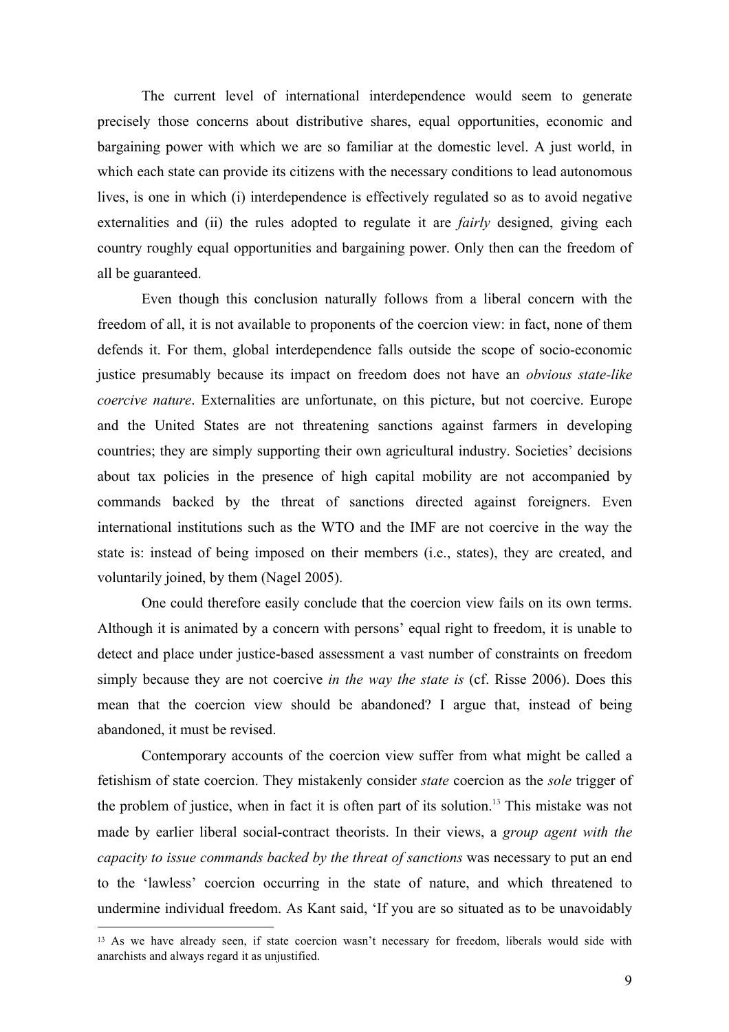The current level of international interdependence would seem to generate precisely those concerns about distributive shares, equal opportunities, economic and bargaining power with which we are so familiar at the domestic level. A just world, in which each state can provide its citizens with the necessary conditions to lead autonomous lives, is one in which (i) interdependence is effectively regulated so as to avoid negative externalities and (ii) the rules adopted to regulate it are *fairly* designed, giving each country roughly equal opportunities and bargaining power. Only then can the freedom of all be guaranteed.

Even though this conclusion naturally follows from a liberal concern with the freedom of all, it is not available to proponents of the coercion view: in fact, none of them defends it. For them, global interdependence falls outside the scope of socio-economic justice presumably because its impact on freedom does not have an *obvious state-like coercive nature*. Externalities are unfortunate, on this picture, but not coercive. Europe and the United States are not threatening sanctions against farmers in developing countries; they are simply supporting their own agricultural industry. Societies' decisions about tax policies in the presence of high capital mobility are not accompanied by commands backed by the threat of sanctions directed against foreigners. Even international institutions such as the WTO and the IMF are not coercive in the way the state is: instead of being imposed on their members (i.e., states), they are created, and voluntarily joined, by them (Nagel 2005).

One could therefore easily conclude that the coercion view fails on its own terms. Although it is animated by a concern with persons' equal right to freedom, it is unable to detect and place under justice-based assessment a vast number of constraints on freedom simply because they are not coercive *in the way the state is* (cf. Risse 2006). Does this mean that the coercion view should be abandoned? I argue that, instead of being abandoned, it must be revised.

Contemporary accounts of the coercion view suffer from what might be called a fetishism of state coercion. They mistakenly consider *state* coercion as the *sole* trigger of the problem of justice, when in fact it is often part of its solution.[13] This mistake was not made by earlier liberal social-contract theorists. In their views, a *group agent with the capacity to issue commands backed by the threat of sanctions* was necessary to put an end to the 'lawless' coercion occurring in the state of nature, and which threatened to undermine individual freedom. As Kant said, 'If you are so situated as to be unavoidably

[13] As we have already seen, if state coercion wasn't necessary for freedom, liberals would side with anarchists and always regard it as unjustified.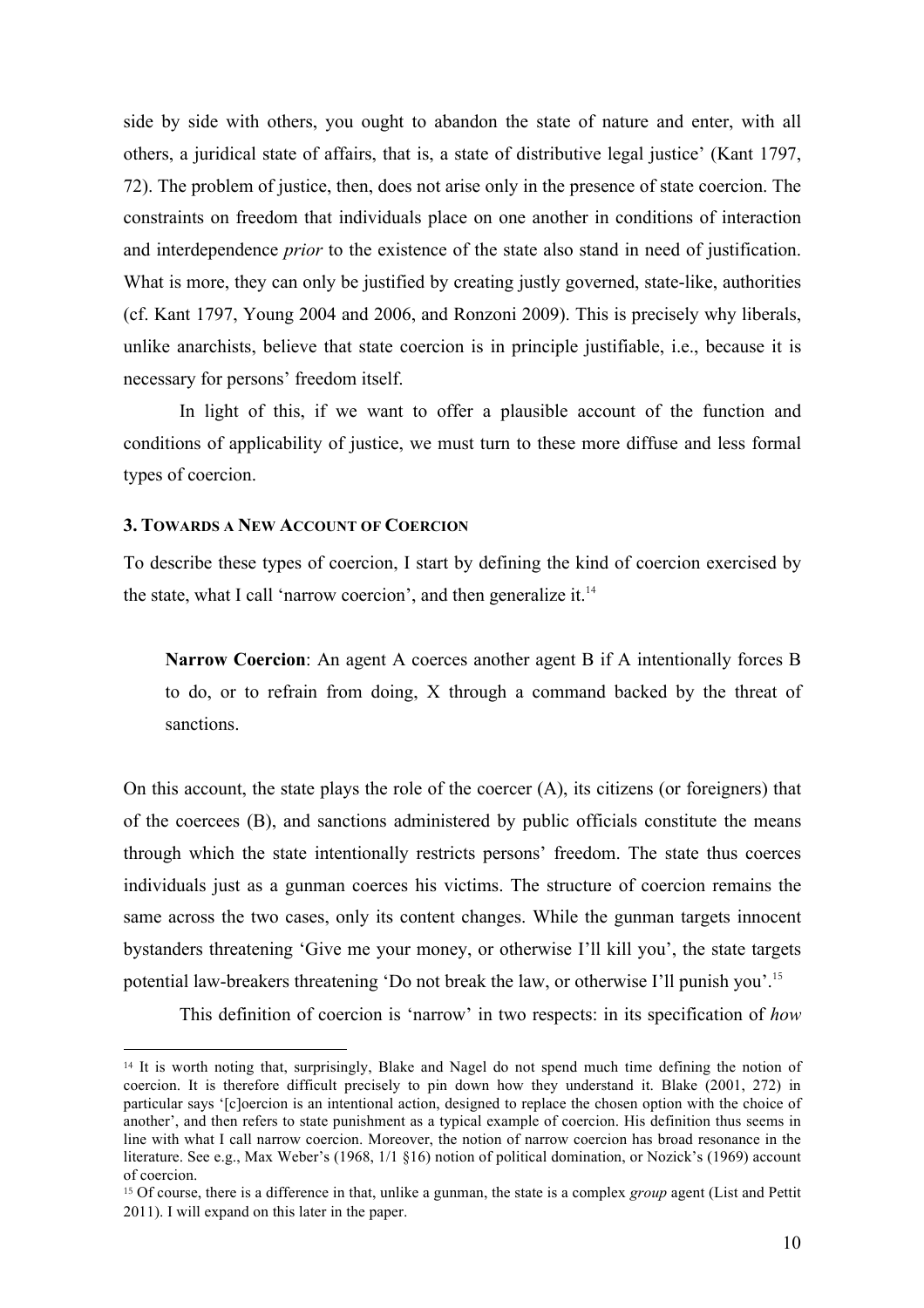side by side with others, you ought to abandon the state of nature and enter, with all others, a juridical state of affairs, that is, a state of distributive legal justice' (Kant 1797, 72). The problem of justice, then, does not arise only in the presence of state coercion. The constraints on freedom that individuals place on one another in conditions of interaction and interdependence *prior* to the existence of the state also stand in need of justification. What is more, they can only be justified by creating justly governed, state-like, authorities (cf. Kant 1797, Young 2004 and 2006, and Ronzoni 2009). This is precisely why liberals, unlike anarchists, believe that state coercion is in principle justifiable, i.e., because it is necessary for persons' freedom itself.

In light of this, if we want to offer a plausible account of the function and conditions of applicability of justice, we must turn to these more diffuse and less formal types of coercion.

### 3. Towards a New Account of Coercion

To describe these types of coercion, I start by defining the kind of coercion exercised by the state, what I call 'narrow coercion', and then generalize it.[14]

> **Narrow Coercion**: An agent A coerces another agent B if A intentionally forces B to do, or to refrain from doing, X through a command backed by the threat of sanctions.

On this account, the state plays the role of the coercer (A), its citizens (or foreigners) that of the coercees (B), and sanctions administered by public officials constitute the means through which the state intentionally restricts persons' freedom. The state thus coerces individuals just as a gunman coerces his victims. The structure of coercion remains the same across the two cases, only its content changes. While the gunman targets innocent bystanders threatening 'Give me your money, or otherwise I'll kill you', the state targets potential law-breakers threatening 'Do not break the law, or otherwise I'll punish you'.[15]

This definition of coercion is 'narrow' in two respects: in its specification of *how*

---

[14] It is worth noting that, surprisingly, Blake and Nagel do not spend much time defining the notion of coercion. It is therefore difficult precisely to pin down how they understand it. Blake (2001, 272) in particular says '[c]oercion is an intentional action, designed to replace the chosen option with the choice of another', and then refers to state punishment as a typical example of coercion. His definition thus seems in line with what I call narrow coercion. Moreover, the notion of narrow coercion has broad resonance in the literature. See e.g., Max Weber's (1968, 1/1 §16) notion of political domination, or Nozick's (1969) account of coercion.

[15] Of course, there is a difference in that, unlike a gunman, the state is a complex *group* agent (List and Pettit 2011). I will expand on this later in the paper.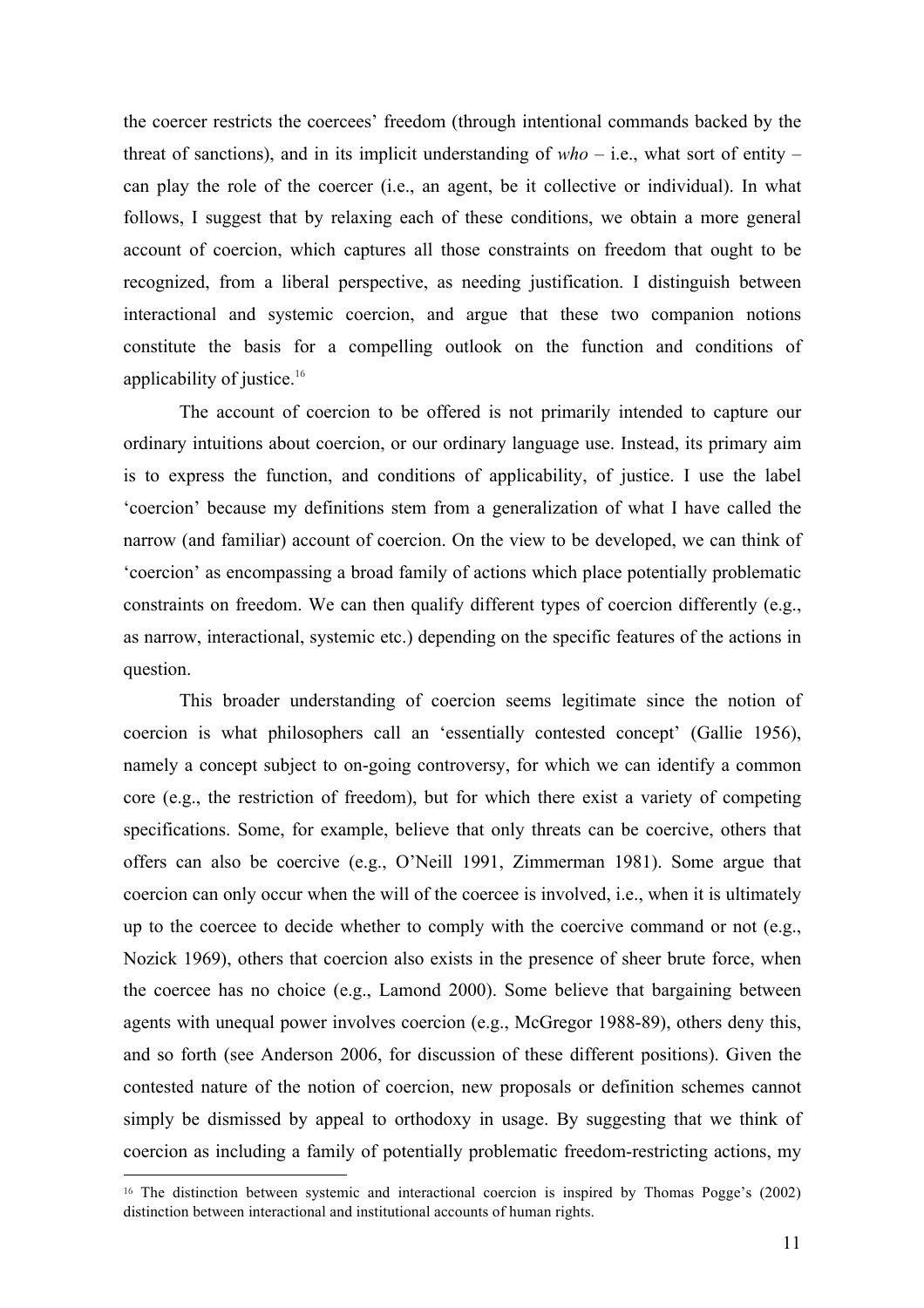the coercer restricts the coercees' freedom (through intentional commands backed by the threat of sanctions), and in its implicit understanding of *who* – i.e., what sort of entity – can play the role of the coercer (i.e., an agent, be it collective or individual). In what follows, I suggest that by relaxing each of these conditions, we obtain a more general account of coercion, which captures all those constraints on freedom that ought to be recognized, from a liberal perspective, as needing justification. I distinguish between interactional and systemic coercion, and argue that these two companion notions constitute the basis for a compelling outlook on the function and conditions of applicability of justice.[16]

The account of coercion to be offered is not primarily intended to capture our ordinary intuitions about coercion, or our ordinary language use. Instead, its primary aim is to express the function, and conditions of applicability, of justice. I use the label 'coercion' because my definitions stem from a generalization of what I have called the narrow (and familiar) account of coercion. On the view to be developed, we can think of 'coercion' as encompassing a broad family of actions which place potentially problematic constraints on freedom. We can then qualify different types of coercion differently (e.g., as narrow, interactional, systemic etc.) depending on the specific features of the actions in question.

This broader understanding of coercion seems legitimate since the notion of coercion is what philosophers call an 'essentially contested concept' (Gallie 1956), namely a concept subject to on-going controversy, for which we can identify a common core (e.g., the restriction of freedom), but for which there exist a variety of competing specifications. Some, for example, believe that only threats can be coercive, others that offers can also be coercive (e.g., O'Neill 1991, Zimmerman 1981). Some argue that coercion can only occur when the will of the coercee is involved, i.e., when it is ultimately up to the coercee to decide whether to comply with the coercive command or not (e.g., Nozick 1969), others that coercion also exists in the presence of sheer brute force, when the coercee has no choice (e.g., Lamond 2000). Some believe that bargaining between agents with unequal power involves coercion (e.g., McGregor 1988-89), others deny this, and so forth (see Anderson 2006, for discussion of these different positions). Given the contested nature of the notion of coercion, new proposals or definition schemes cannot simply be dismissed by appeal to orthodoxy in usage. By suggesting that we think of coercion as including a family of potentially problematic freedom-restricting actions, my

[16] The distinction between systemic and interactional coercion is inspired by Thomas Pogge's (2002) distinction between interactional and institutional accounts of human rights.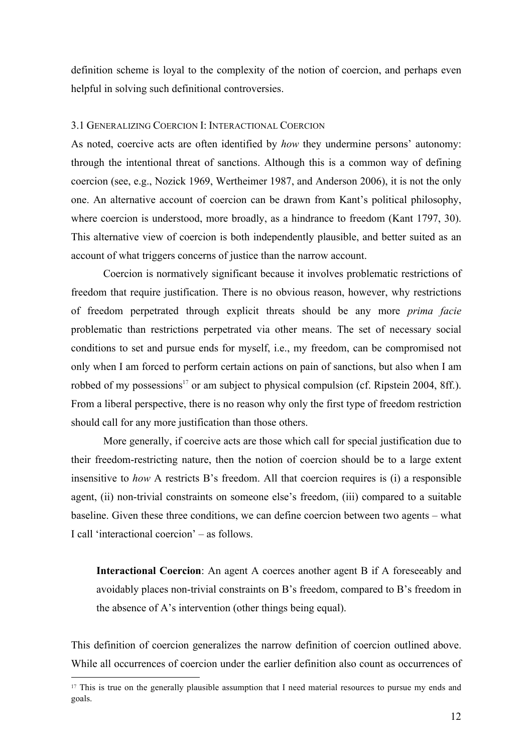definition scheme is loyal to the complexity of the notion of coercion, and perhaps even helpful in solving such definitional controversies.

### 3.1 Generalizing Coercion I: Interactional Coercion

As noted, coercive acts are often identified by *how* they undermine persons' autonomy: through the intentional threat of sanctions. Although this is a common way of defining coercion (see, e.g., Nozick 1969, Wertheimer 1987, and Anderson 2006), it is not the only one. An alternative account of coercion can be drawn from Kant's political philosophy, where coercion is understood, more broadly, as a hindrance to freedom (Kant 1797, 30). This alternative view of coercion is both independently plausible, and better suited as an account of what triggers concerns of justice than the narrow account.

Coercion is normatively significant because it involves problematic restrictions of freedom that require justification. There is no obvious reason, however, why restrictions of freedom perpetrated through explicit threats should be any more *prima facie* problematic than restrictions perpetrated via other means. The set of necessary social conditions to set and pursue ends for myself, i.e., my freedom, can be compromised not only when I am forced to perform certain actions on pain of sanctions, but also when I am robbed of my possessions[17] or am subject to physical compulsion (cf. Ripstein 2004, 8ff.). From a liberal perspective, there is no reason why only the first type of freedom restriction should call for any more justification than those others.

More generally, if coercive acts are those which call for special justification due to their freedom-restricting nature, then the notion of coercion should be to a large extent insensitive to *how* A restricts B's freedom. All that coercion requires is (i) a responsible agent, (ii) non-trivial constraints on someone else's freedom, (iii) compared to a suitable baseline. Given these three conditions, we can define coercion between two agents – what I call 'interactional coercion' – as follows.

> **Interactional Coercion**: An agent A coerces another agent B if A foreseeably and avoidably places non-trivial constraints on B's freedom, compared to B's freedom in the absence of A's intervention (other things being equal).

This definition of coercion generalizes the narrow definition of coercion outlined above. While all occurrences of coercion under the earlier definition also count as occurrences of

[17] This is true on the generally plausible assumption that I need material resources to pursue my ends and goals.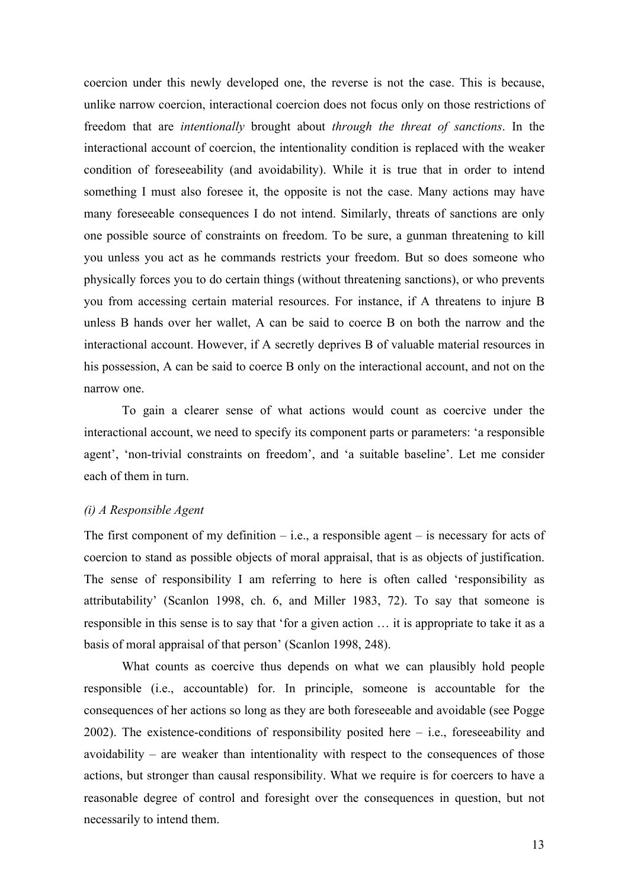coercion under this newly developed one, the reverse is not the case. This is because, unlike narrow coercion, interactional coercion does not focus only on those restrictions of freedom that are *intentionally* brought about *through the threat of sanctions*. In the interactional account of coercion, the intentionality condition is replaced with the weaker condition of foreseeability (and avoidability). While it is true that in order to intend something I must also foresee it, the opposite is not the case. Many actions may have many foreseeable consequences I do not intend. Similarly, threats of sanctions are only one possible source of constraints on freedom. To be sure, a gunman threatening to kill you unless you act as he commands restricts your freedom. But so does someone who physically forces you to do certain things (without threatening sanctions), or who prevents you from accessing certain material resources. For instance, if A threatens to injure B unless B hands over her wallet, A can be said to coerce B on both the narrow and the interactional account. However, if A secretly deprives B of valuable material resources in his possession, A can be said to coerce B only on the interactional account, and not on the narrow one.

To gain a clearer sense of what actions would count as coercive under the interactional account, we need to specify its component parts or parameters: 'a responsible agent', 'non-trivial constraints on freedom', and 'a suitable baseline'. Let me consider each of them in turn.

*(i) A Responsible Agent*

The first component of my definition – i.e., a responsible agent – is necessary for acts of coercion to stand as possible objects of moral appraisal, that is as objects of justification. The sense of responsibility I am referring to here is often called 'responsibility as attributability' (Scanlon 1998, ch. 6, and Miller 1983, 72). To say that someone is responsible in this sense is to say that 'for a given action … it is appropriate to take it as a basis of moral appraisal of that person' (Scanlon 1998, 248).

What counts as coercive thus depends on what we can plausibly hold people responsible (i.e., accountable) for. In principle, someone is accountable for the consequences of her actions so long as they are both foreseeable and avoidable (see Pogge 2002). The existence-conditions of responsibility posited here – i.e., foreseeability and avoidability – are weaker than intentionality with respect to the consequences of those actions, but stronger than causal responsibility. What we require is for coercers to have a reasonable degree of control and foresight over the consequences in question, but not necessarily to intend them.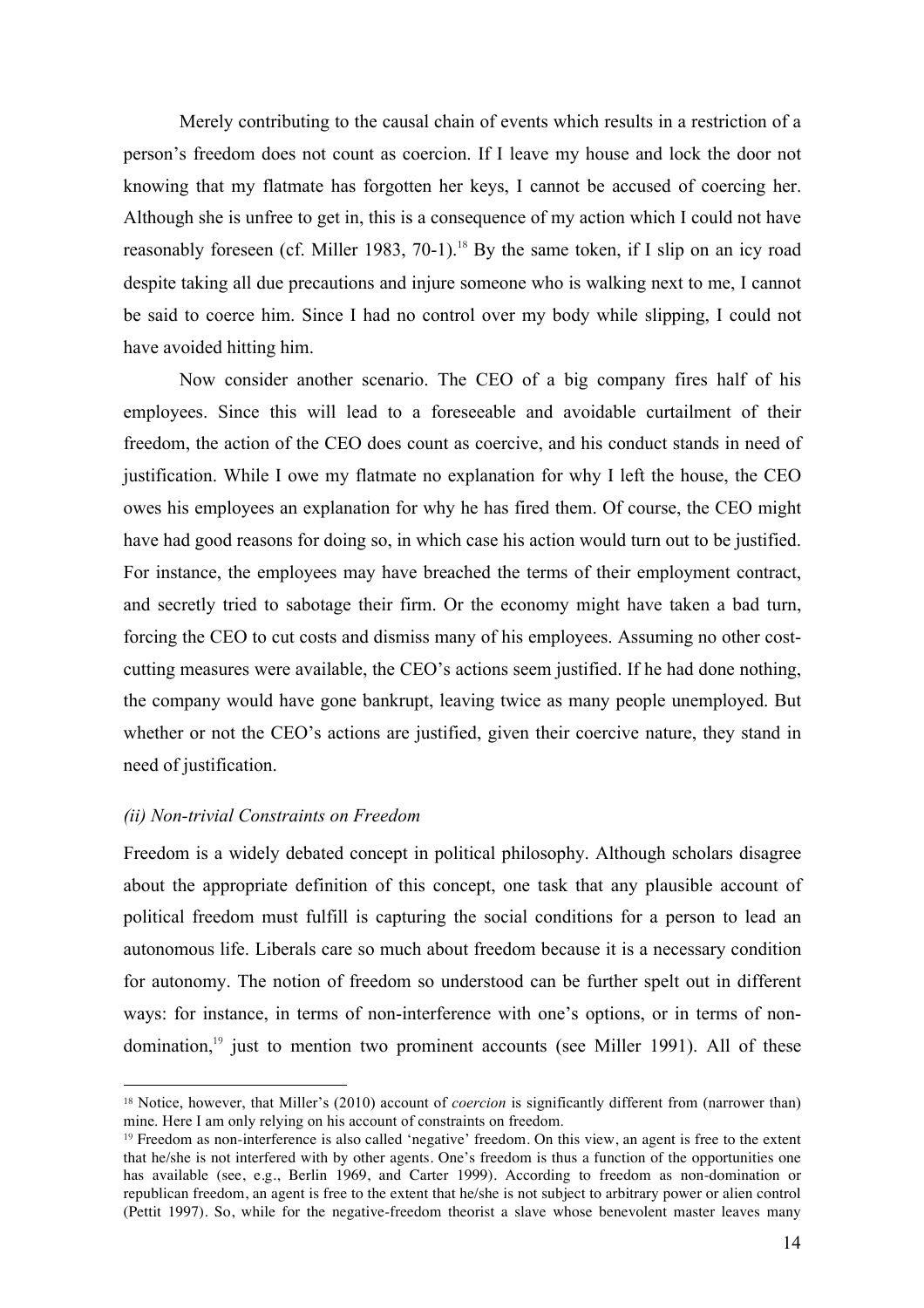Merely contributing to the causal chain of events which results in a restriction of a person's freedom does not count as coercion. If I leave my house and lock the door not knowing that my flatmate has forgotten her keys, I cannot be accused of coercing her. Although she is unfree to get in, this is a consequence of my action which I could not have reasonably foreseen (cf. Miller 1983, 70-1).[18] By the same token, if I slip on an icy road despite taking all due precautions and injure someone who is walking next to me, I cannot be said to coerce him. Since I had no control over my body while slipping, I could not have avoided hitting him.

Now consider another scenario. The CEO of a big company fires half of his employees. Since this will lead to a foreseeable and avoidable curtailment of their freedom, the action of the CEO does count as coercive, and his conduct stands in need of justification. While I owe my flatmate no explanation for why I left the house, the CEO owes his employees an explanation for why he has fired them. Of course, the CEO might have had good reasons for doing so, in which case his action would turn out to be justified. For instance, the employees may have breached the terms of their employment contract, and secretly tried to sabotage their firm. Or the economy might have taken a bad turn, forcing the CEO to cut costs and dismiss many of his employees. Assuming no other cost-cutting measures were available, the CEO's actions seem justified. If he had done nothing, the company would have gone bankrupt, leaving twice as many people unemployed. But whether or not the CEO's actions are justified, given their coercive nature, they stand in need of justification.

### *(ii) Non-trivial Constraints on Freedom*

Freedom is a widely debated concept in political philosophy. Although scholars disagree about the appropriate definition of this concept, one task that any plausible account of political freedom must fulfill is capturing the social conditions for a person to lead an autonomous life. Liberals care so much about freedom because it is a necessary condition for autonomy. The notion of freedom so understood can be further spelt out in different ways: for instance, in terms of non-interference with one's options, or in terms of non-domination,[19] just to mention two prominent accounts (see Miller 1991). All of these

---

[18] Notice, however, that Miller's (2010) account of *coercion* is significantly different from (narrower than) mine. Here I am only relying on his account of constraints on freedom.

[19] Freedom as non-interference is also called 'negative' freedom. On this view, an agent is free to the extent that he/she is not interfered with by other agents. One's freedom is thus a function of the opportunities one has available (see, e.g., Berlin 1969, and Carter 1999). According to freedom as non-domination or republican freedom, an agent is free to the extent that he/she is not subject to arbitrary power or alien control (Pettit 1997). So, while for the negative-freedom theorist a slave whose benevolent master leaves many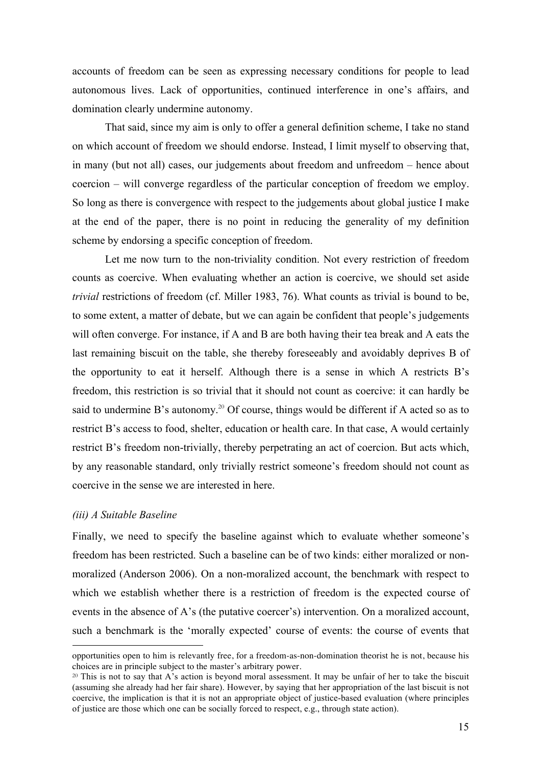accounts of freedom can be seen as expressing necessary conditions for people to lead autonomous lives. Lack of opportunities, continued interference in one's affairs, and domination clearly undermine autonomy.

That said, since my aim is only to offer a general definition scheme, I take no stand on which account of freedom we should endorse. Instead, I limit myself to observing that, in many (but not all) cases, our judgements about freedom and unfreedom – hence about coercion – will converge regardless of the particular conception of freedom we employ. So long as there is convergence with respect to the judgements about global justice I make at the end of the paper, there is no point in reducing the generality of my definition scheme by endorsing a specific conception of freedom.

Let me now turn to the non-triviality condition. Not every restriction of freedom counts as coercive. When evaluating whether an action is coercive, we should set aside *trivial* restrictions of freedom (cf. Miller 1983, 76). What counts as trivial is bound to be, to some extent, a matter of debate, but we can again be confident that people's judgements will often converge. For instance, if A and B are both having their tea break and A eats the last remaining biscuit on the table, she thereby foreseeably and avoidably deprives B of the opportunity to eat it herself. Although there is a sense in which A restricts B's freedom, this restriction is so trivial that it should not count as coercive: it can hardly be said to undermine B's autonomy.[20] Of course, things would be different if A acted so as to restrict B's access to food, shelter, education or health care. In that case, A would certainly restrict B's freedom non-trivially, thereby perpetrating an act of coercion. But acts which, by any reasonable standard, only trivially restrict someone's freedom should not count as coercive in the sense we are interested in here.

### *(iii) A Suitable Baseline*

Finally, we need to specify the baseline against which to evaluate whether someone's freedom has been restricted. Such a baseline can be of two kinds: either moralized or non-moralized (Anderson 2006). On a non-moralized account, the benchmark with respect to which we establish whether there is a restriction of freedom is the expected course of events in the absence of A's (the putative coercer's) intervention. On a moralized account, such a benchmark is the 'morally expected' course of events: the course of events that

---

opportunities open to him is relevantly free, for a freedom-as-non-domination theorist he is not, because his choices are in principle subject to the master's arbitrary power.

[20] This is not to say that A's action is beyond moral assessment. It may be unfair of her to take the biscuit (assuming she already had her fair share). However, by saying that her appropriation of the last biscuit is not coercive, the implication is that it is not an appropriate object of justice-based evaluation (where principles of justice are those which one can be socially forced to respect, e.g., through state action).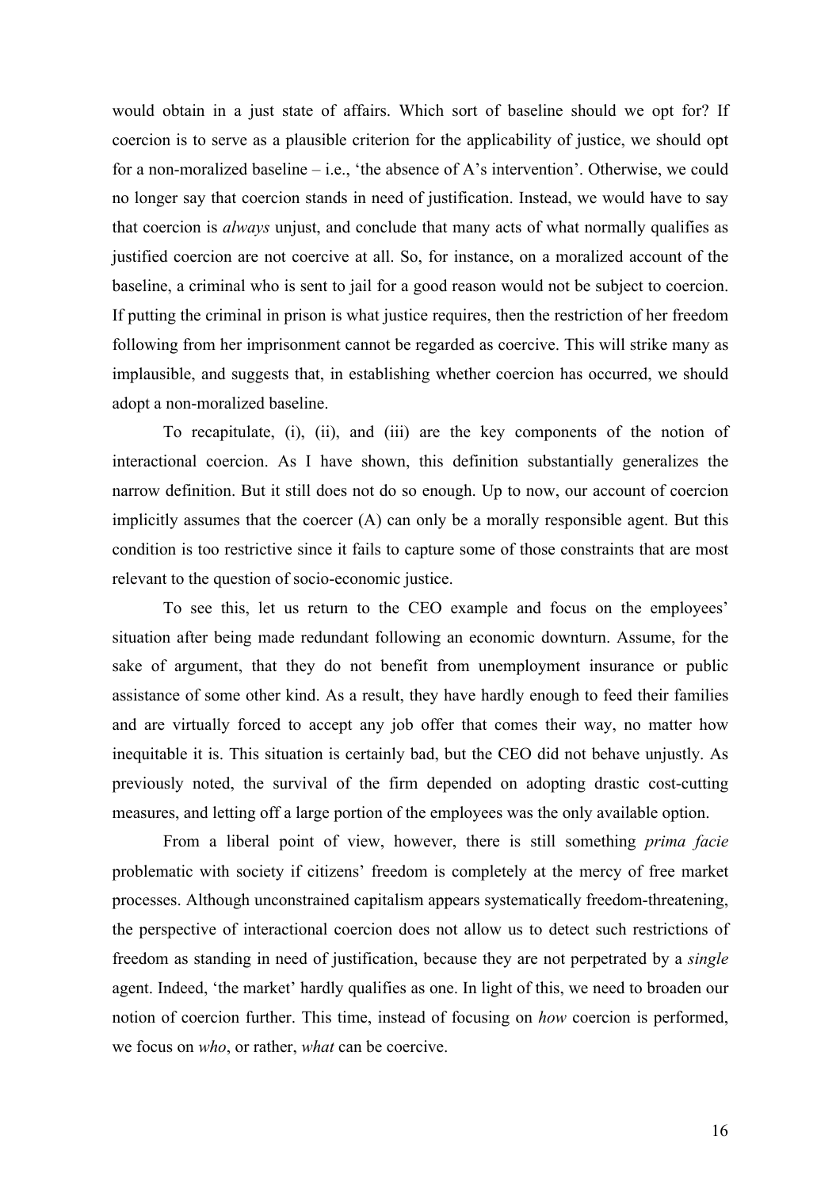would obtain in a just state of affairs. Which sort of baseline should we opt for? If coercion is to serve as a plausible criterion for the applicability of justice, we should opt for a non-moralized baseline – i.e., 'the absence of A's intervention'. Otherwise, we could no longer say that coercion stands in need of justification. Instead, we would have to say that coercion is *always* unjust, and conclude that many acts of what normally qualifies as justified coercion are not coercive at all. So, for instance, on a moralized account of the baseline, a criminal who is sent to jail for a good reason would not be subject to coercion. If putting the criminal in prison is what justice requires, then the restriction of her freedom following from her imprisonment cannot be regarded as coercive. This will strike many as implausible, and suggests that, in establishing whether coercion has occurred, we should adopt a non-moralized baseline.

To recapitulate, (i), (ii), and (iii) are the key components of the notion of interactional coercion. As I have shown, this definition substantially generalizes the narrow definition. But it still does not do so enough. Up to now, our account of coercion implicitly assumes that the coercer (A) can only be a morally responsible agent. But this condition is too restrictive since it fails to capture some of those constraints that are most relevant to the question of socio-economic justice.

To see this, let us return to the CEO example and focus on the employees' situation after being made redundant following an economic downturn. Assume, for the sake of argument, that they do not benefit from unemployment insurance or public assistance of some other kind. As a result, they have hardly enough to feed their families and are virtually forced to accept any job offer that comes their way, no matter how inequitable it is. This situation is certainly bad, but the CEO did not behave unjustly. As previously noted, the survival of the firm depended on adopting drastic cost-cutting measures, and letting off a large portion of the employees was the only available option.

From a liberal point of view, however, there is still something *prima facie* problematic with society if citizens' freedom is completely at the mercy of free market processes. Although unconstrained capitalism appears systematically freedom-threatening, the perspective of interactional coercion does not allow us to detect such restrictions of freedom as standing in need of justification, because they are not perpetrated by a *single* agent. Indeed, 'the market' hardly qualifies as one. In light of this, we need to broaden our notion of coercion further. This time, instead of focusing on *how* coercion is performed, we focus on *who*, or rather, *what* can be coercive.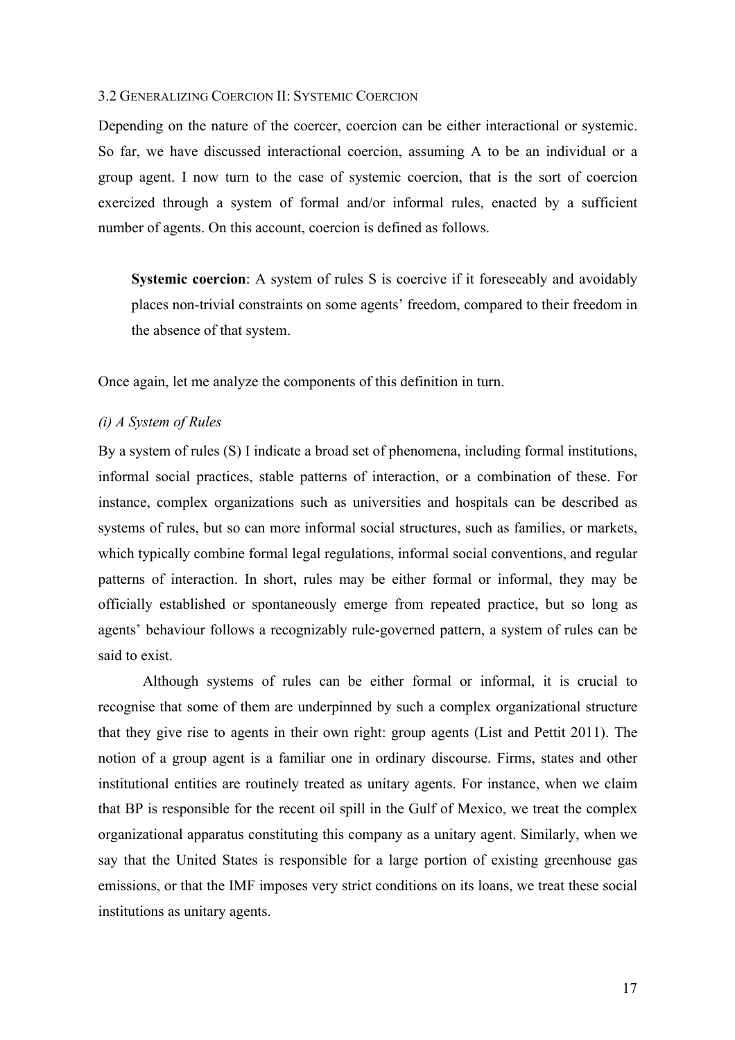### 3.2 Generalizing Coercion II: Systemic Coercion

Depending on the nature of the coercer, coercion can be either interactional or systemic. So far, we have discussed interactional coercion, assuming A to be an individual or a group agent. I now turn to the case of systemic coercion, that is the sort of coercion exercized through a system of formal and/or informal rules, enacted by a sufficient number of agents. On this account, coercion is defined as follows.

> **Systemic coercion**: A system of rules S is coercive if it foreseeably and avoidably places non-trivial constraints on some agents' freedom, compared to their freedom in the absence of that system.

Once again, let me analyze the components of this definition in turn.

*(i) A System of Rules*

By a system of rules (S) I indicate a broad set of phenomena, including formal institutions, informal social practices, stable patterns of interaction, or a combination of these. For instance, complex organizations such as universities and hospitals can be described as systems of rules, but so can more informal social structures, such as families, or markets, which typically combine formal legal regulations, informal social conventions, and regular patterns of interaction. In short, rules may be either formal or informal, they may be officially established or spontaneously emerge from repeated practice, but so long as agents' behaviour follows a recognizably rule-governed pattern, a system of rules can be said to exist.

Although systems of rules can be either formal or informal, it is crucial to recognise that some of them are underpinned by such a complex organizational structure that they give rise to agents in their own right: group agents (List and Pettit 2011). The notion of a group agent is a familiar one in ordinary discourse. Firms, states and other institutional entities are routinely treated as unitary agents. For instance, when we claim that BP is responsible for the recent oil spill in the Gulf of Mexico, we treat the complex organizational apparatus constituting this company as a unitary agent. Similarly, when we say that the United States is responsible for a large portion of existing greenhouse gas emissions, or that the IMF imposes very strict conditions on its loans, we treat these social institutions as unitary agents.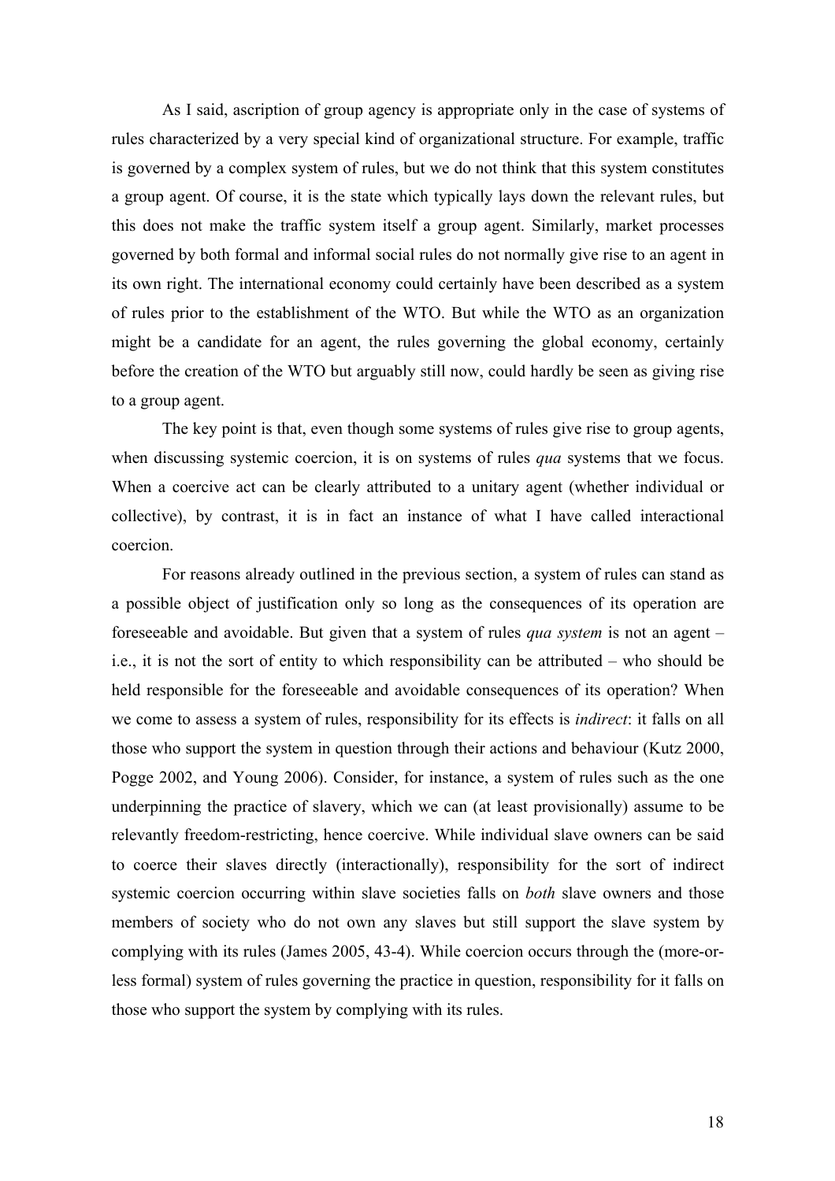As I said, ascription of group agency is appropriate only in the case of systems of rules characterized by a very special kind of organizational structure. For example, traffic is governed by a complex system of rules, but we do not think that this system constitutes a group agent. Of course, it is the state which typically lays down the relevant rules, but this does not make the traffic system itself a group agent. Similarly, market processes governed by both formal and informal social rules do not normally give rise to an agent in its own right. The international economy could certainly have been described as a system of rules prior to the establishment of the WTO. But while the WTO as an organization might be a candidate for an agent, the rules governing the global economy, certainly before the creation of the WTO but arguably still now, could hardly be seen as giving rise to a group agent.

The key point is that, even though some systems of rules give rise to group agents, when discussing systemic coercion, it is on systems of rules *qua* systems that we focus. When a coercive act can be clearly attributed to a unitary agent (whether individual or collective), by contrast, it is in fact an instance of what I have called interactional coercion.

For reasons already outlined in the previous section, a system of rules can stand as a possible object of justification only so long as the consequences of its operation are foreseeable and avoidable. But given that a system of rules *qua system* is not an agent – i.e., it is not the sort of entity to which responsibility can be attributed – who should be held responsible for the foreseeable and avoidable consequences of its operation? When we come to assess a system of rules, responsibility for its effects is *indirect*: it falls on all those who support the system in question through their actions and behaviour (Kutz 2000, Pogge 2002, and Young 2006). Consider, for instance, a system of rules such as the one underpinning the practice of slavery, which we can (at least provisionally) assume to be relevantly freedom-restricting, hence coercive. While individual slave owners can be said to coerce their slaves directly (interactionally), responsibility for the sort of indirect systemic coercion occurring within slave societies falls on *both* slave owners and those members of society who do not own any slaves but still support the slave system by complying with its rules (James 2005, 43-4). While coercion occurs through the (more-or-less formal) system of rules governing the practice in question, responsibility for it falls on those who support the system by complying with its rules.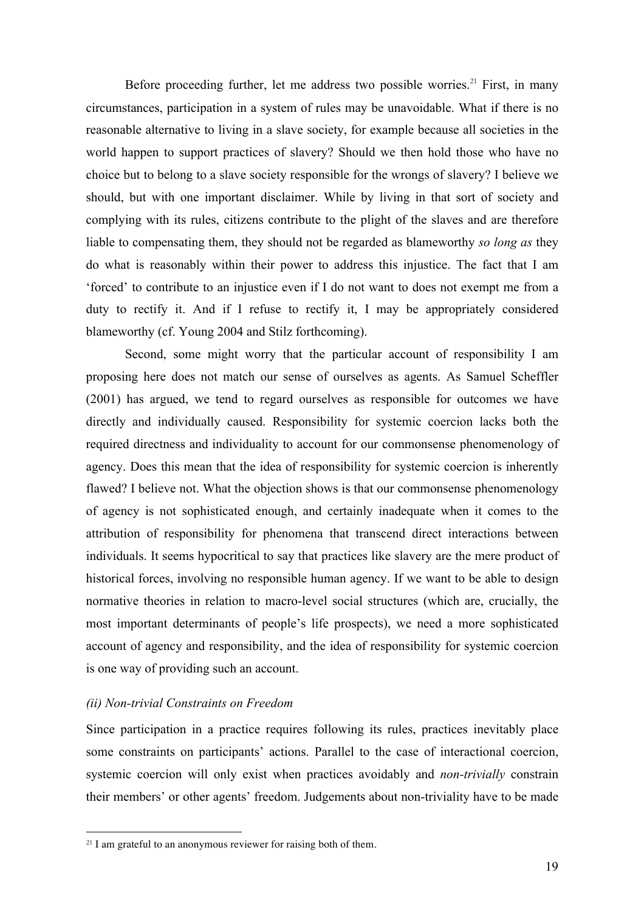Before proceeding further, let me address two possible worries.[21] First, in many circumstances, participation in a system of rules may be unavoidable. What if there is no reasonable alternative to living in a slave society, for example because all societies in the world happen to support practices of slavery? Should we then hold those who have no choice but to belong to a slave society responsible for the wrongs of slavery? I believe we should, but with one important disclaimer. While by living in that sort of society and complying with its rules, citizens contribute to the plight of the slaves and are therefore liable to compensating them, they should not be regarded as blameworthy *so long as* they do what is reasonably within their power to address this injustice. The fact that I am 'forced' to contribute to an injustice even if I do not want to does not exempt me from a duty to rectify it. And if I refuse to rectify it, I may be appropriately considered blameworthy (cf. Young 2004 and Stilz forthcoming).

Second, some might worry that the particular account of responsibility I am proposing here does not match our sense of ourselves as agents. As Samuel Scheffler (2001) has argued, we tend to regard ourselves as responsible for outcomes we have directly and individually caused. Responsibility for systemic coercion lacks both the required directness and individuality to account for our commonsense phenomenology of agency. Does this mean that the idea of responsibility for systemic coercion is inherently flawed? I believe not. What the objection shows is that our commonsense phenomenology of agency is not sophisticated enough, and certainly inadequate when it comes to the attribution of responsibility for phenomena that transcend direct interactions between individuals. It seems hypocritical to say that practices like slavery are the mere product of historical forces, involving no responsible human agency. If we want to be able to design normative theories in relation to macro-level social structures (which are, crucially, the most important determinants of people's life prospects), we need a more sophisticated account of agency and responsibility, and the idea of responsibility for systemic coercion is one way of providing such an account.

*(ii) Non-trivial Constraints on Freedom*

Since participation in a practice requires following its rules, practices inevitably place some constraints on participants' actions. Parallel to the case of interactional coercion, systemic coercion will only exist when practices avoidably and *non-trivially* constrain their members' or other agents' freedom. Judgements about non-triviality have to be made

[21] I am grateful to an anonymous reviewer for raising both of them.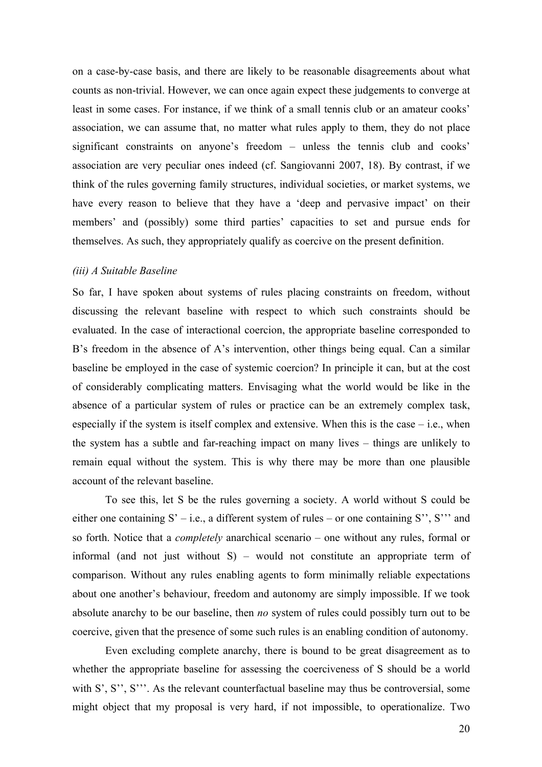on a case-by-case basis, and there are likely to be reasonable disagreements about what counts as non-trivial. However, we can once again expect these judgements to converge at least in some cases. For instance, if we think of a small tennis club or an amateur cooks' association, we can assume that, no matter what rules apply to them, they do not place significant constraints on anyone's freedom – unless the tennis club and cooks' association are very peculiar ones indeed (cf. Sangiovanni 2007, 18). By contrast, if we think of the rules governing family structures, individual societies, or market systems, we have every reason to believe that they have a 'deep and pervasive impact' on their members' and (possibly) some third parties' capacities to set and pursue ends for themselves. As such, they appropriately qualify as coercive on the present definition.

*(iii) A Suitable Baseline*

So far, I have spoken about systems of rules placing constraints on freedom, without discussing the relevant baseline with respect to which such constraints should be evaluated. In the case of interactional coercion, the appropriate baseline corresponded to B's freedom in the absence of A's intervention, other things being equal. Can a similar baseline be employed in the case of systemic coercion? In principle it can, but at the cost of considerably complicating matters. Envisaging what the world would be like in the absence of a particular system of rules or practice can be an extremely complex task, especially if the system is itself complex and extensive. When this is the case – i.e., when the system has a subtle and far-reaching impact on many lives – things are unlikely to remain equal without the system. This is why there may be more than one plausible account of the relevant baseline.

To see this, let S be the rules governing a society. A world without S could be either one containing S' – i.e., a different system of rules – or one containing S'', S''' and so forth. Notice that a *completely* anarchical scenario – one without any rules, formal or informal (and not just without S) – would not constitute an appropriate term of comparison. Without any rules enabling agents to form minimally reliable expectations about one another's behaviour, freedom and autonomy are simply impossible. If we took absolute anarchy to be our baseline, then *no* system of rules could possibly turn out to be coercive, given that the presence of some such rules is an enabling condition of autonomy.

Even excluding complete anarchy, there is bound to be great disagreement as to whether the appropriate baseline for assessing the coerciveness of S should be a world with S', S'', S'''. As the relevant counterfactual baseline may thus be controversial, some might object that my proposal is very hard, if not impossible, to operationalize. Two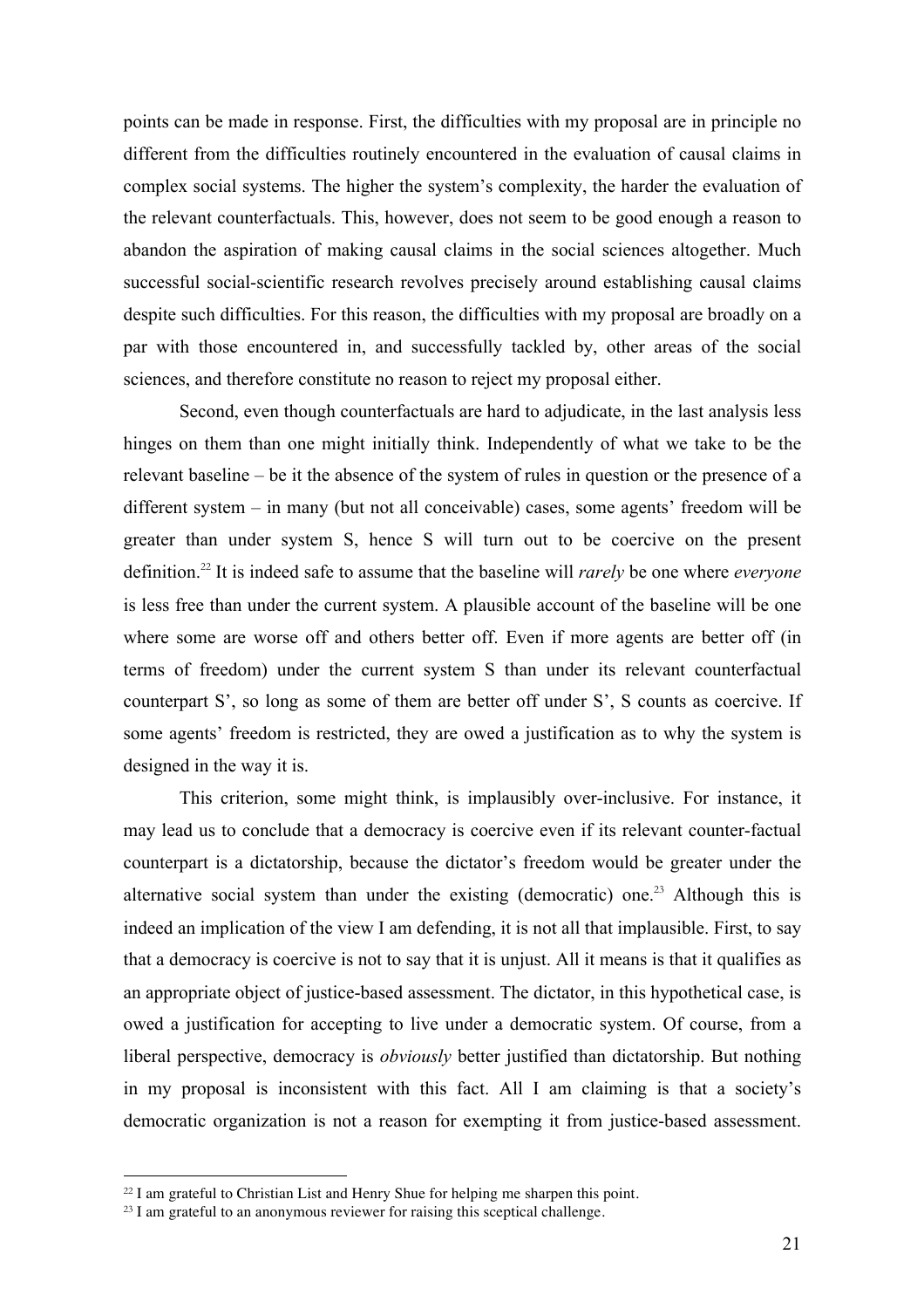points can be made in response. First, the difficulties with my proposal are in principle no different from the difficulties routinely encountered in the evaluation of causal claims in complex social systems. The higher the system's complexity, the harder the evaluation of the relevant counterfactuals. This, however, does not seem to be good enough a reason to abandon the aspiration of making causal claims in the social sciences altogether. Much successful social-scientific research revolves precisely around establishing causal claims despite such difficulties. For this reason, the difficulties with my proposal are broadly on a par with those encountered in, and successfully tackled by, other areas of the social sciences, and therefore constitute no reason to reject my proposal either.

Second, even though counterfactuals are hard to adjudicate, in the last analysis less hinges on them than one might initially think. Independently of what we take to be the relevant baseline – be it the absence of the system of rules in question or the presence of a different system – in many (but not all conceivable) cases, some agents' freedom will be greater than under system S, hence S will turn out to be coercive on the present definition.[22] It is indeed safe to assume that the baseline will *rarely* be one where *everyone* is less free than under the current system. A plausible account of the baseline will be one where some are worse off and others better off. Even if more agents are better off (in terms of freedom) under the current system S than under its relevant counterfactual counterpart S', so long as some of them are better off under S', S counts as coercive. If some agents' freedom is restricted, they are owed a justification as to why the system is designed in the way it is.

This criterion, some might think, is implausibly over-inclusive. For instance, it may lead us to conclude that a democracy is coercive even if its relevant counter-factual counterpart is a dictatorship, because the dictator's freedom would be greater under the alternative social system than under the existing (democratic) one.[23] Although this is indeed an implication of the view I am defending, it is not all that implausible. First, to say that a democracy is coercive is not to say that it is unjust. All it means is that it qualifies as an appropriate object of justice-based assessment. The dictator, in this hypothetical case, is owed a justification for accepting to live under a democratic system. Of course, from a liberal perspective, democracy is *obviously* better justified than dictatorship. But nothing in my proposal is inconsistent with this fact. All I am claiming is that a society's democratic organization is not a reason for exempting it from justice-based assessment.

---

[22] I am grateful to Christian List and Henry Shue for helping me sharpen this point.

[23] I am grateful to an anonymous reviewer for raising this sceptical challenge.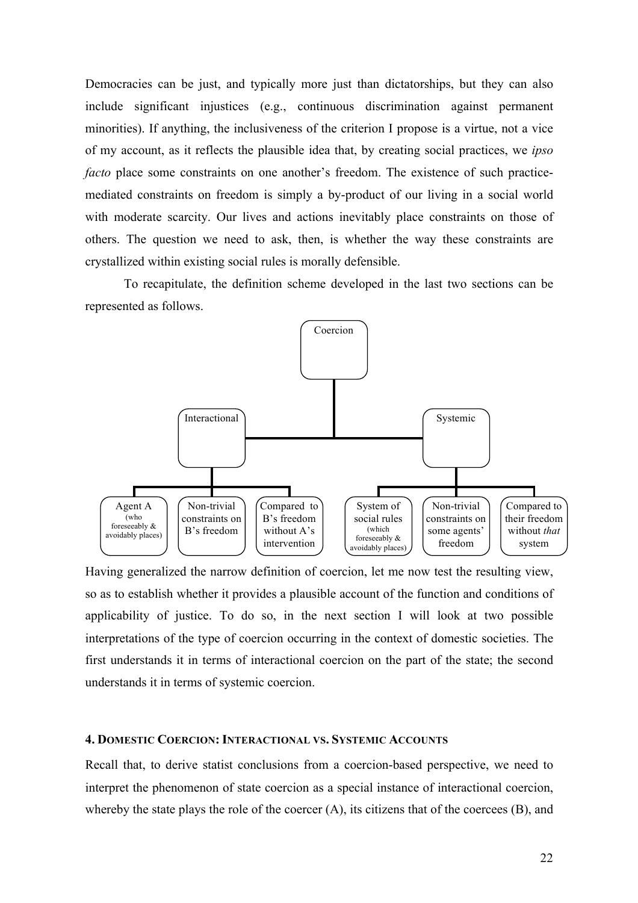Democracies can be just, and typically more just than dictatorships, but they can also include significant injustices (e.g., continuous discrimination against permanent minorities). If anything, the inclusiveness of the criterion I propose is a virtue, not a vice of my account, as it reflects the plausible idea that, by creating social practices, we *ipso facto* place some constraints on one another's freedom. The existence of such practice-mediated constraints on freedom is simply a by-product of our living in a social world with moderate scarcity. Our lives and actions inevitably place constraints on those of others. The question we need to ask, then, is whether the way these constraints are crystallized within existing social rules is morally defensible.

To recapitulate, the definition scheme developed in the last two sections can be represented as follows.

- Coercion
  - Interactional
    - Agent A (who foreseeably & avoidably places)
    - Non-trivial constraints on B's freedom
    - Compared to B's freedom without A's intervention
  - Systemic
    - System of social rules (which foreseeably & avoidably places)
    - Non-trivial constraints on some agents' freedom
    - Compared to their freedom without *that* system

Having generalized the narrow definition of coercion, let me now test the resulting view, so as to establish whether it provides a plausible account of the function and conditions of applicability of justice. To do so, in the next section I will look at two possible interpretations of the type of coercion occurring in the context of domestic societies. The first understands it in terms of interactional coercion on the part of the state; the second understands it in terms of systemic coercion.

#### 4. Domestic Coercion: Interactional vs. Systemic Accounts

Recall that, to derive statist conclusions from a coercion-based perspective, we need to interpret the phenomenon of state coercion as a special instance of interactional coercion, whereby the state plays the role of the coercer (A), its citizens that of the coercees (B), and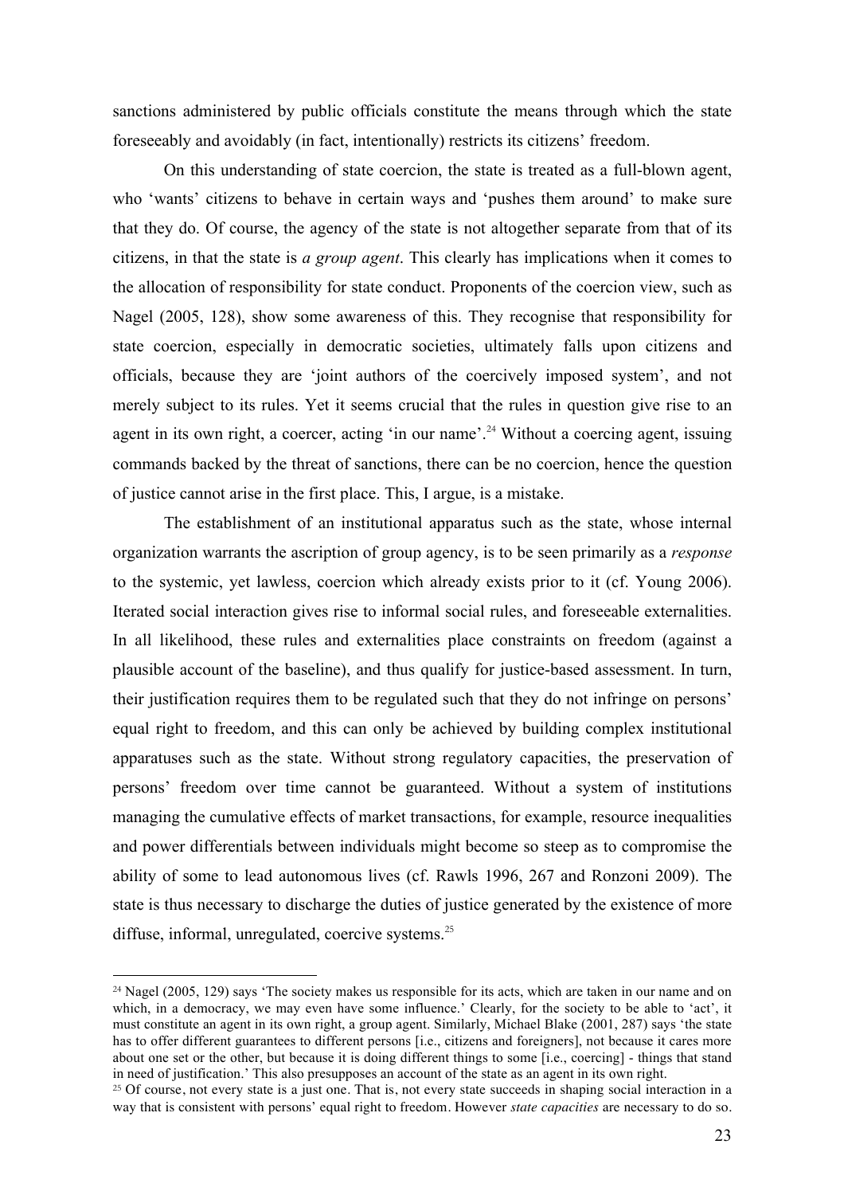sanctions administered by public officials constitute the means through which the state foreseeably and avoidably (in fact, intentionally) restricts its citizens' freedom.

On this understanding of state coercion, the state is treated as a full-blown agent, who 'wants' citizens to behave in certain ways and 'pushes them around' to make sure that they do. Of course, the agency of the state is not altogether separate from that of its citizens, in that the state is *a group agent*. This clearly has implications when it comes to the allocation of responsibility for state conduct. Proponents of the coercion view, such as Nagel (2005, 128), show some awareness of this. They recognise that responsibility for state coercion, especially in democratic societies, ultimately falls upon citizens and officials, because they are 'joint authors of the coercively imposed system', and not merely subject to its rules. Yet it seems crucial that the rules in question give rise to an agent in its own right, a coercer, acting 'in our name'.[24] Without a coercing agent, issuing commands backed by the threat of sanctions, there can be no coercion, hence the question of justice cannot arise in the first place. This, I argue, is a mistake.

The establishment of an institutional apparatus such as the state, whose internal organization warrants the ascription of group agency, is to be seen primarily as a *response* to the systemic, yet lawless, coercion which already exists prior to it (cf. Young 2006). Iterated social interaction gives rise to informal social rules, and foreseeable externalities. In all likelihood, these rules and externalities place constraints on freedom (against a plausible account of the baseline), and thus qualify for justice-based assessment. In turn, their justification requires them to be regulated such that they do not infringe on persons' equal right to freedom, and this can only be achieved by building complex institutional apparatuses such as the state. Without strong regulatory capacities, the preservation of persons' freedom over time cannot be guaranteed. Without a system of institutions managing the cumulative effects of market transactions, for example, resource inequalities and power differentials between individuals might become so steep as to compromise the ability of some to lead autonomous lives (cf. Rawls 1996, 267 and Ronzoni 2009). The state is thus necessary to discharge the duties of justice generated by the existence of more diffuse, informal, unregulated, coercive systems.[25]

---

[24] Nagel (2005, 129) says 'The society makes us responsible for its acts, which are taken in our name and on which, in a democracy, we may even have some influence.' Clearly, for the society to be able to 'act', it must constitute an agent in its own right, a group agent. Similarly, Michael Blake (2001, 287) says 'the state has to offer different guarantees to different persons [i.e., citizens and foreigners], not because it cares more about one set or the other, but because it is doing different things to some [i.e., coercing] - things that stand in need of justification.' This also presupposes an account of the state as an agent in its own right.

[25] Of course, not every state is a just one. That is, not every state succeeds in shaping social interaction in a way that is consistent with persons' equal right to freedom. However *state capacities* are necessary to do so.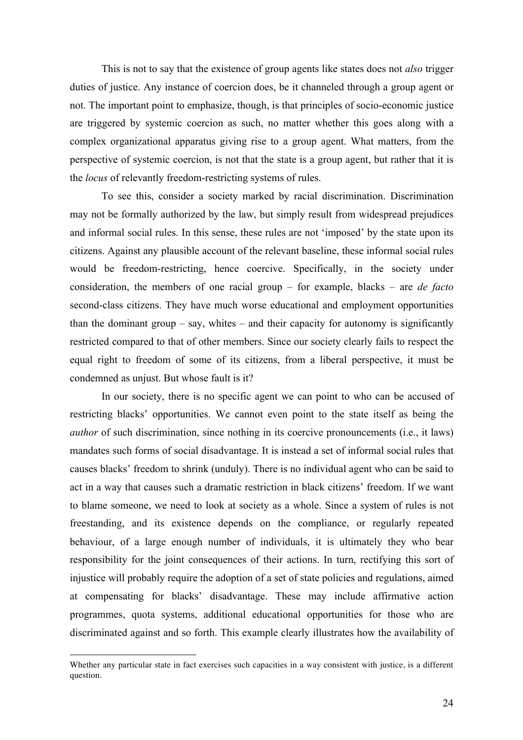This is not to say that the existence of group agents like states does not *also* trigger duties of justice. Any instance of coercion does, be it channeled through a group agent or not. The important point to emphasize, though, is that principles of socio-economic justice are triggered by systemic coercion as such, no matter whether this goes along with a complex organizational apparatus giving rise to a group agent. What matters, from the perspective of systemic coercion, is not that the state is a group agent, but rather that it is the *locus* of relevantly freedom-restricting systems of rules.

To see this, consider a society marked by racial discrimination. Discrimination may not be formally authorized by the law, but simply result from widespread prejudices and informal social rules. In this sense, these rules are not 'imposed' by the state upon its citizens. Against any plausible account of the relevant baseline, these informal social rules would be freedom-restricting, hence coercive. Specifically, in the society under consideration, the members of one racial group – for example, blacks – are *de facto* second-class citizens. They have much worse educational and employment opportunities than the dominant group – say, whites – and their capacity for autonomy is significantly restricted compared to that of other members. Since our society clearly fails to respect the equal right to freedom of some of its citizens, from a liberal perspective, it must be condemned as unjust. But whose fault is it?

In our society, there is no specific agent we can point to who can be accused of restricting blacks' opportunities. We cannot even point to the state itself as being the *author* of such discrimination, since nothing in its coercive pronouncements (i.e., it laws) mandates such forms of social disadvantage. It is instead a set of informal social rules that causes blacks' freedom to shrink (unduly). There is no individual agent who can be said to act in a way that causes such a dramatic restriction in black citizens' freedom. If we want to blame someone, we need to look at society as a whole. Since a system of rules is not freestanding, and its existence depends on the compliance, or regularly repeated behaviour, of a large enough number of individuals, it is ultimately they who bear responsibility for the joint consequences of their actions. In turn, rectifying this sort of injustice will probably require the adoption of a set of state policies and regulations, aimed at compensating for blacks' disadvantage. These may include affirmative action programmes, quota systems, additional educational opportunities for those who are discriminated against and so forth. This example clearly illustrates how the availability of

Whether any particular state in fact exercises such capacities in a way consistent with justice, is a different question.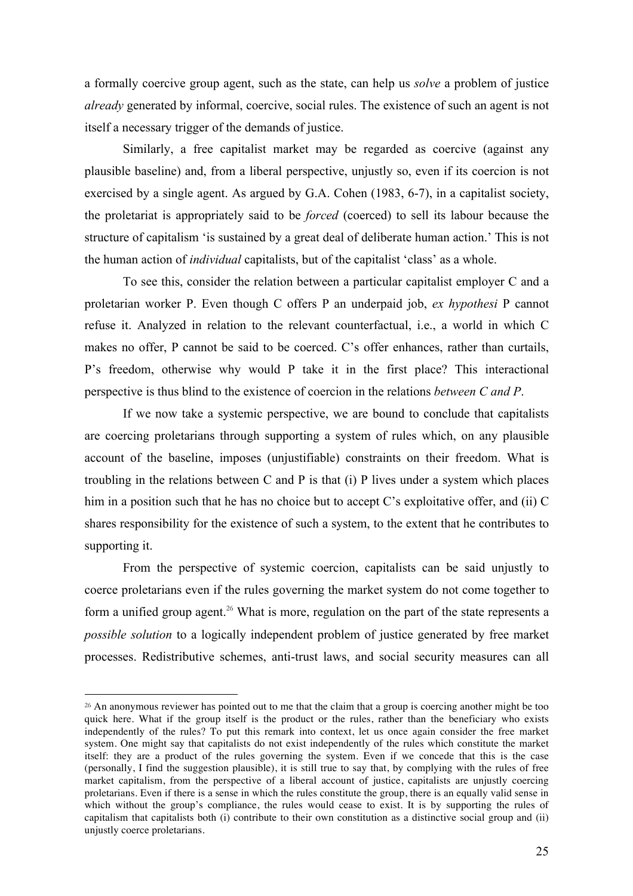a formally coercive group agent, such as the state, can help us *solve* a problem of justice *already* generated by informal, coercive, social rules. The existence of such an agent is not itself a necessary trigger of the demands of justice.

Similarly, a free capitalist market may be regarded as coercive (against any plausible baseline) and, from a liberal perspective, unjustly so, even if its coercion is not exercised by a single agent. As argued by G.A. Cohen (1983, 6-7), in a capitalist society, the proletariat is appropriately said to be *forced* (coerced) to sell its labour because the structure of capitalism 'is sustained by a great deal of deliberate human action.' This is not the human action of *individual* capitalists, but of the capitalist 'class' as a whole.

To see this, consider the relation between a particular capitalist employer C and a proletarian worker P. Even though C offers P an underpaid job, *ex hypothesi* P cannot refuse it. Analyzed in relation to the relevant counterfactual, i.e., a world in which C makes no offer, P cannot be said to be coerced. C's offer enhances, rather than curtails, P's freedom, otherwise why would P take it in the first place? This interactional perspective is thus blind to the existence of coercion in the relations *between C and P*.

If we now take a systemic perspective, we are bound to conclude that capitalists are coercing proletarians through supporting a system of rules which, on any plausible account of the baseline, imposes (unjustifiable) constraints on their freedom. What is troubling in the relations between C and P is that (i) P lives under a system which places him in a position such that he has no choice but to accept C's exploitative offer, and (ii) C shares responsibility for the existence of such a system, to the extent that he contributes to supporting it.

From the perspective of systemic coercion, capitalists can be said unjustly to coerce proletarians even if the rules governing the market system do not come together to form a unified group agent.[26] What is more, regulation on the part of the state represents a *possible solution* to a logically independent problem of justice generated by free market processes. Redistributive schemes, anti-trust laws, and social security measures can all

[26] An anonymous reviewer has pointed out to me that the claim that a group is coercing another might be too quick here. What if the group itself is the product or the rules, rather than the beneficiary who exists independently of the rules? To put this remark into context, let us once again consider the free market system. One might say that capitalists do not exist independently of the rules which constitute the market itself: they are a product of the rules governing the system. Even if we concede that this is the case (personally, I find the suggestion plausible), it is still true to say that, by complying with the rules of free market capitalism, from the perspective of a liberal account of justice, capitalists are unjustly coercing proletarians. Even if there is a sense in which the rules constitute the group, there is an equally valid sense in which without the group's compliance, the rules would cease to exist. It is by supporting the rules of capitalism that capitalists both (i) contribute to their own constitution as a distinctive social group and (ii) unjustly coerce proletarians.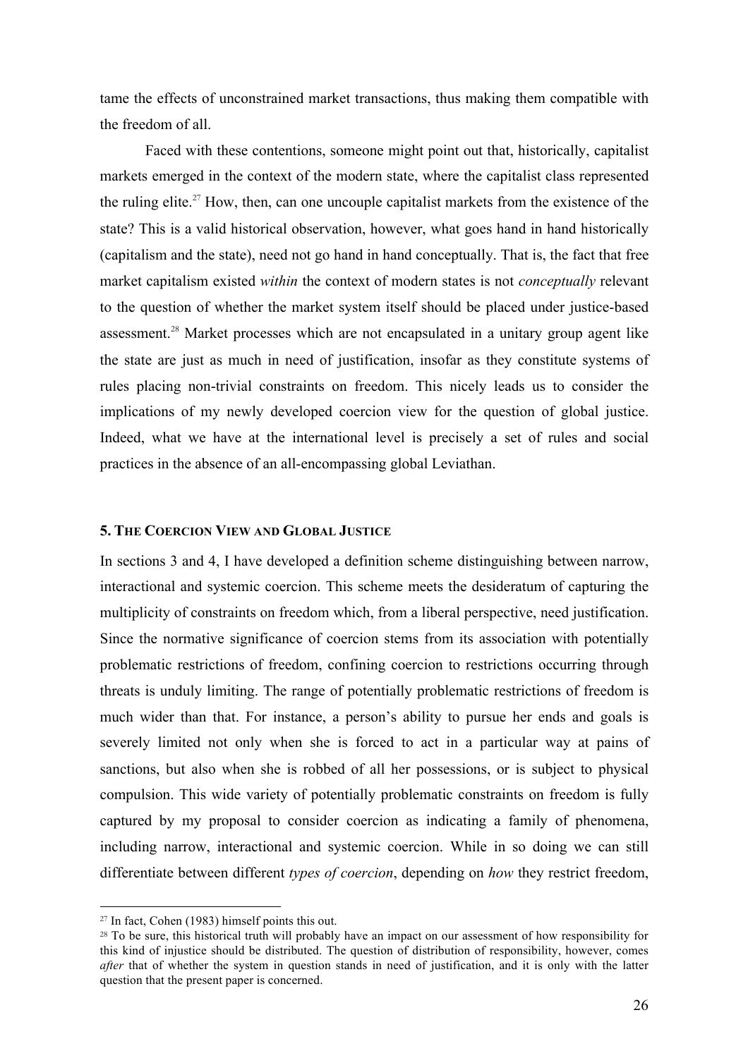tame the effects of unconstrained market transactions, thus making them compatible with the freedom of all.

Faced with these contentions, someone might point out that, historically, capitalist markets emerged in the context of the modern state, where the capitalist class represented the ruling elite.[27] How, then, can one uncouple capitalist markets from the existence of the state? This is a valid historical observation, however, what goes hand in hand historically (capitalism and the state), need not go hand in hand conceptually. That is, the fact that free market capitalism existed *within* the context of modern states is not *conceptually* relevant to the question of whether the market system itself should be placed under justice-based assessment.[28] Market processes which are not encapsulated in a unitary group agent like the state are just as much in need of justification, insofar as they constitute systems of rules placing non-trivial constraints on freedom. This nicely leads us to consider the implications of my newly developed coercion view for the question of global justice. Indeed, what we have at the international level is precisely a set of rules and social practices in the absence of an all-encompassing global Leviathan.

## 5. The Coercion View and Global Justice

In sections 3 and 4, I have developed a definition scheme distinguishing between narrow, interactional and systemic coercion. This scheme meets the desideratum of capturing the multiplicity of constraints on freedom which, from a liberal perspective, need justification. Since the normative significance of coercion stems from its association with potentially problematic restrictions of freedom, confining coercion to restrictions occurring through threats is unduly limiting. The range of potentially problematic restrictions of freedom is much wider than that. For instance, a person's ability to pursue her ends and goals is severely limited not only when she is forced to act in a particular way at pains of sanctions, but also when she is robbed of all her possessions, or is subject to physical compulsion. This wide variety of potentially problematic constraints on freedom is fully captured by my proposal to consider coercion as indicating a family of phenomena, including narrow, interactional and systemic coercion. While in so doing we can still differentiate between different *types of coercion*, depending on *how* they restrict freedom,

---

[27] In fact, Cohen (1983) himself points this out.

[28] To be sure, this historical truth will probably have an impact on our assessment of how responsibility for this kind of injustice should be distributed. The question of distribution of responsibility, however, comes *after* that of whether the system in question stands in need of justification, and it is only with the latter question that the present paper is concerned.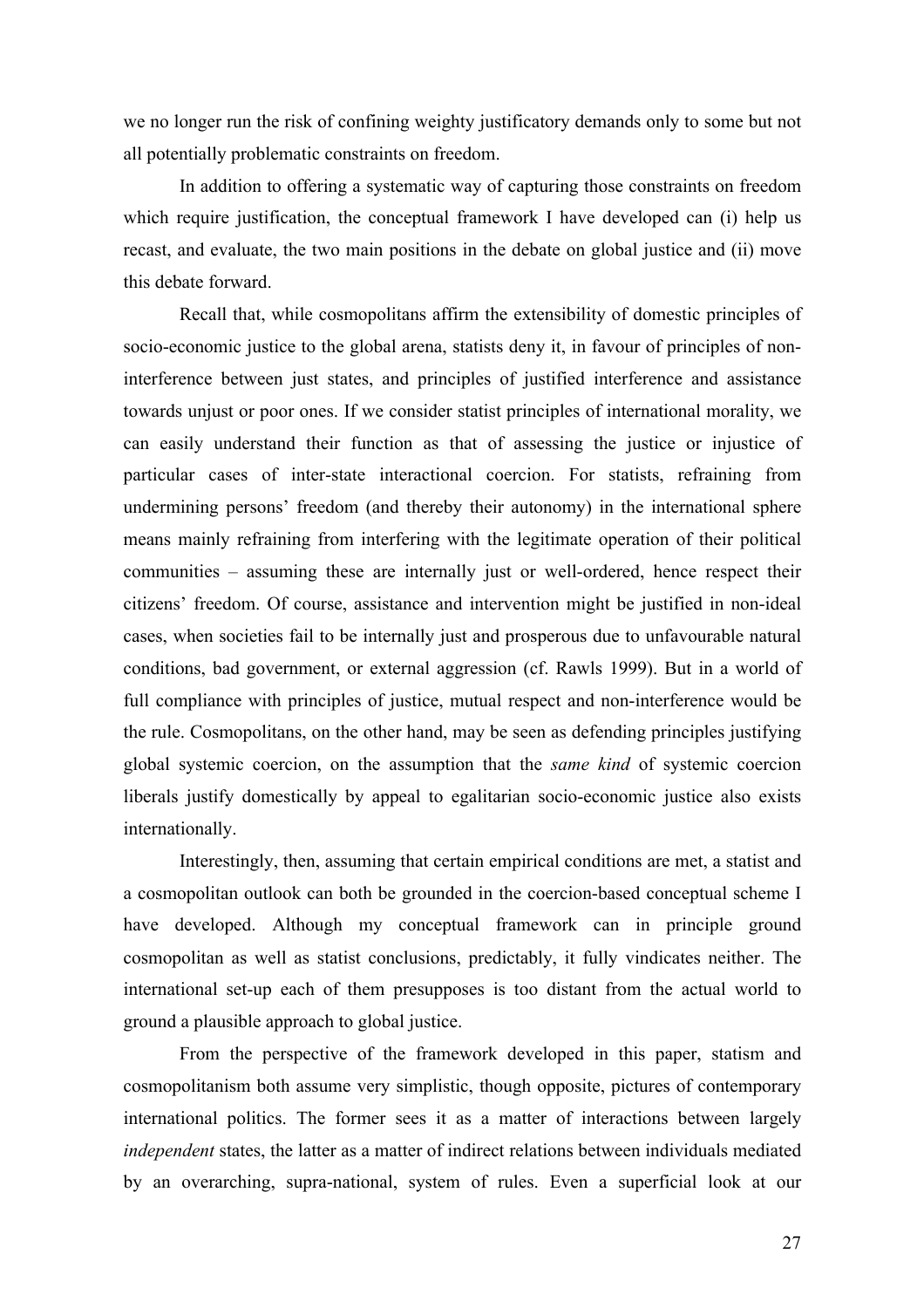we no longer run the risk of confining weighty justificatory demands only to some but not all potentially problematic constraints on freedom.

In addition to offering a systematic way of capturing those constraints on freedom which require justification, the conceptual framework I have developed can (i) help us recast, and evaluate, the two main positions in the debate on global justice and (ii) move this debate forward.

Recall that, while cosmopolitans affirm the extensibility of domestic principles of socio-economic justice to the global arena, statists deny it, in favour of principles of non-interference between just states, and principles of justified interference and assistance towards unjust or poor ones. If we consider statist principles of international morality, we can easily understand their function as that of assessing the justice or injustice of particular cases of inter-state interactional coercion. For statists, refraining from undermining persons' freedom (and thereby their autonomy) in the international sphere means mainly refraining from interfering with the legitimate operation of their political communities – assuming these are internally just or well-ordered, hence respect their citizens' freedom. Of course, assistance and intervention might be justified in non-ideal cases, when societies fail to be internally just and prosperous due to unfavourable natural conditions, bad government, or external aggression (cf. Rawls 1999). But in a world of full compliance with principles of justice, mutual respect and non-interference would be the rule. Cosmopolitans, on the other hand, may be seen as defending principles justifying global systemic coercion, on the assumption that the *same kind* of systemic coercion liberals justify domestically by appeal to egalitarian socio-economic justice also exists internationally.

Interestingly, then, assuming that certain empirical conditions are met, a statist and a cosmopolitan outlook can both be grounded in the coercion-based conceptual scheme I have developed. Although my conceptual framework can in principle ground cosmopolitan as well as statist conclusions, predictably, it fully vindicates neither. The international set-up each of them presupposes is too distant from the actual world to ground a plausible approach to global justice.

From the perspective of the framework developed in this paper, statism and cosmopolitanism both assume very simplistic, though opposite, pictures of contemporary international politics. The former sees it as a matter of interactions between largely *independent* states, the latter as a matter of indirect relations between individuals mediated by an overarching, supra-national, system of rules. Even a superficial look at our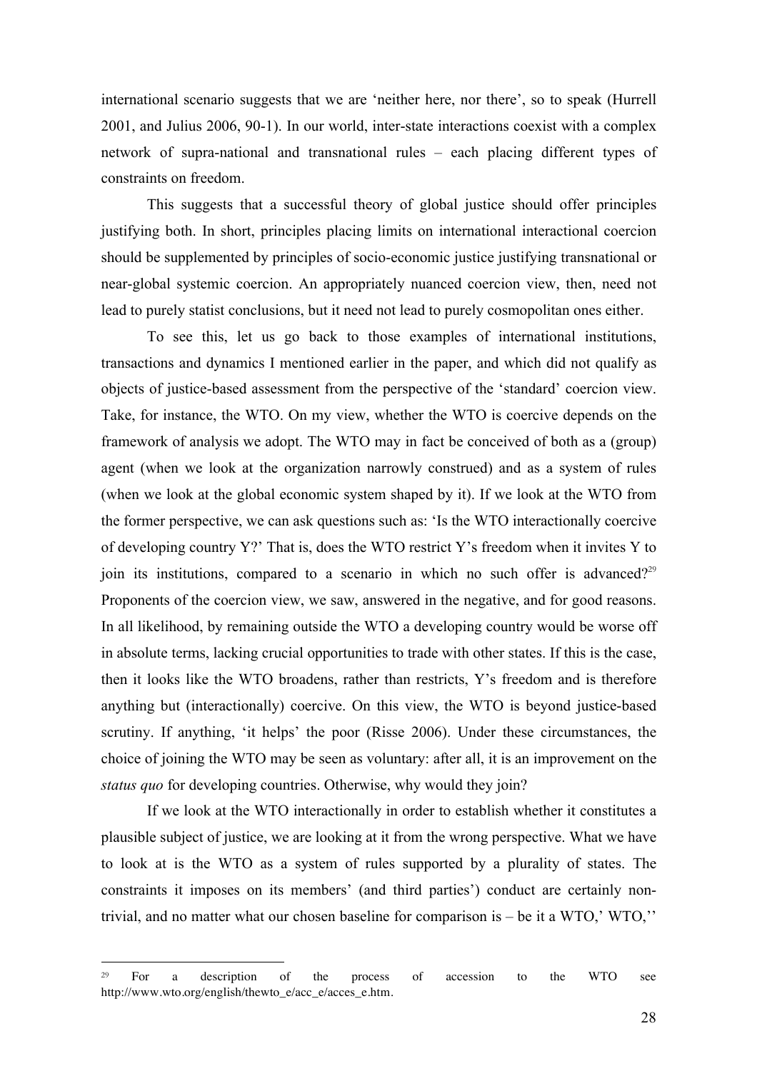international scenario suggests that we are 'neither here, nor there', so to speak (Hurrell 2001, and Julius 2006, 90-1). In our world, inter-state interactions coexist with a complex network of supra-national and transnational rules – each placing different types of constraints on freedom.

This suggests that a successful theory of global justice should offer principles justifying both. In short, principles placing limits on international interactional coercion should be supplemented by principles of socio-economic justice justifying transnational or near-global systemic coercion. An appropriately nuanced coercion view, then, need not lead to purely statist conclusions, but it need not lead to purely cosmopolitan ones either.

To see this, let us go back to those examples of international institutions, transactions and dynamics I mentioned earlier in the paper, and which did not qualify as objects of justice-based assessment from the perspective of the 'standard' coercion view. Take, for instance, the WTO. On my view, whether the WTO is coercive depends on the framework of analysis we adopt. The WTO may in fact be conceived of both as a (group) agent (when we look at the organization narrowly construed) and as a system of rules (when we look at the global economic system shaped by it). If we look at the WTO from the former perspective, we can ask questions such as: 'Is the WTO interactionally coercive of developing country Y?' That is, does the WTO restrict Y's freedom when it invites Y to join its institutions, compared to a scenario in which no such offer is advanced?[29] Proponents of the coercion view, we saw, answered in the negative, and for good reasons. In all likelihood, by remaining outside the WTO a developing country would be worse off in absolute terms, lacking crucial opportunities to trade with other states. If this is the case, then it looks like the WTO broadens, rather than restricts, Y's freedom and is therefore anything but (interactionally) coercive. On this view, the WTO is beyond justice-based scrutiny. If anything, 'it helps' the poor (Risse 2006). Under these circumstances, the choice of joining the WTO may be seen as voluntary: after all, it is an improvement on the *status quo* for developing countries. Otherwise, why would they join?

If we look at the WTO interactionally in order to establish whether it constitutes a plausible subject of justice, we are looking at it from the wrong perspective. What we have to look at is the WTO as a system of rules supported by a plurality of states. The constraints it imposes on its members' (and third parties') conduct are certainly non-trivial, and no matter what our chosen baseline for comparison is – be it a WTO,' WTO,''

[29] For a description of the process of accession to the WTO see http://www.wto.org/english/thewto_e/acc_e/acces_e.htm.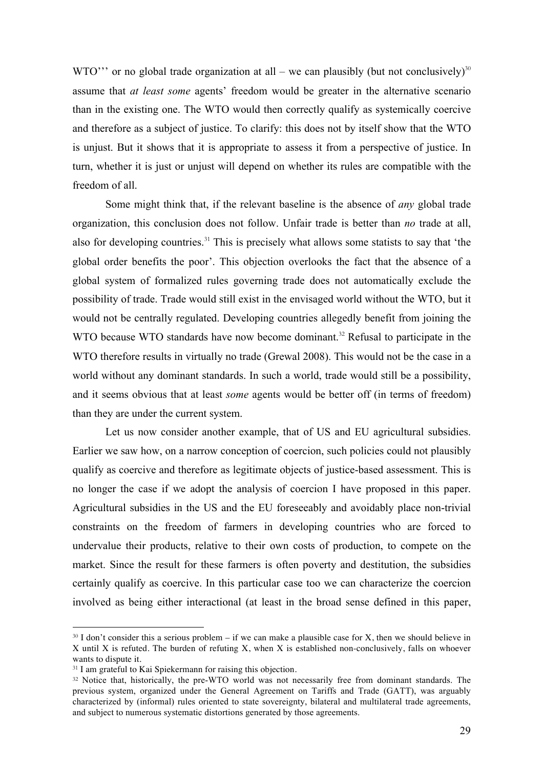WTO''' or no global trade organization at all – we can plausibly (but not conclusively)[30] assume that *at least some* agents' freedom would be greater in the alternative scenario than in the existing one. The WTO would then correctly qualify as systemically coercive and therefore as a subject of justice. To clarify: this does not by itself show that the WTO is unjust. But it shows that it is appropriate to assess it from a perspective of justice. In turn, whether it is just or unjust will depend on whether its rules are compatible with the freedom of all.

Some might think that, if the relevant baseline is the absence of *any* global trade organization, this conclusion does not follow. Unfair trade is better than *no* trade at all, also for developing countries.[31] This is precisely what allows some statists to say that 'the global order benefits the poor'. This objection overlooks the fact that the absence of a global system of formalized rules governing trade does not automatically exclude the possibility of trade. Trade would still exist in the envisaged world without the WTO, but it would not be centrally regulated. Developing countries allegedly benefit from joining the WTO because WTO standards have now become dominant.[32] Refusal to participate in the WTO therefore results in virtually no trade (Grewal 2008). This would not be the case in a world without any dominant standards. In such a world, trade would still be a possibility, and it seems obvious that at least *some* agents would be better off (in terms of freedom) than they are under the current system.

Let us now consider another example, that of US and EU agricultural subsidies. Earlier we saw how, on a narrow conception of coercion, such policies could not plausibly qualify as coercive and therefore as legitimate objects of justice-based assessment. This is no longer the case if we adopt the analysis of coercion I have proposed in this paper. Agricultural subsidies in the US and the EU foreseeably and avoidably place non-trivial constraints on the freedom of farmers in developing countries who are forced to undervalue their products, relative to their own costs of production, to compete on the market. Since the result for these farmers is often poverty and destitution, the subsidies certainly qualify as coercive. In this particular case too we can characterize the coercion involved as being either interactional (at least in the broad sense defined in this paper,

---

[30] I don't consider this a serious problem – if we can make a plausible case for X, then we should believe in X until X is refuted. The burden of refuting X, when X is established non-conclusively, falls on whoever wants to dispute it.

[31] I am grateful to Kai Spiekermann for raising this objection.

[32] Notice that, historically, the pre-WTO world was not necessarily free from dominant standards. The previous system, organized under the General Agreement on Tariffs and Trade (GATT), was arguably characterized by (informal) rules oriented to state sovereignty, bilateral and multilateral trade agreements, and subject to numerous systematic distortions generated by those agreements.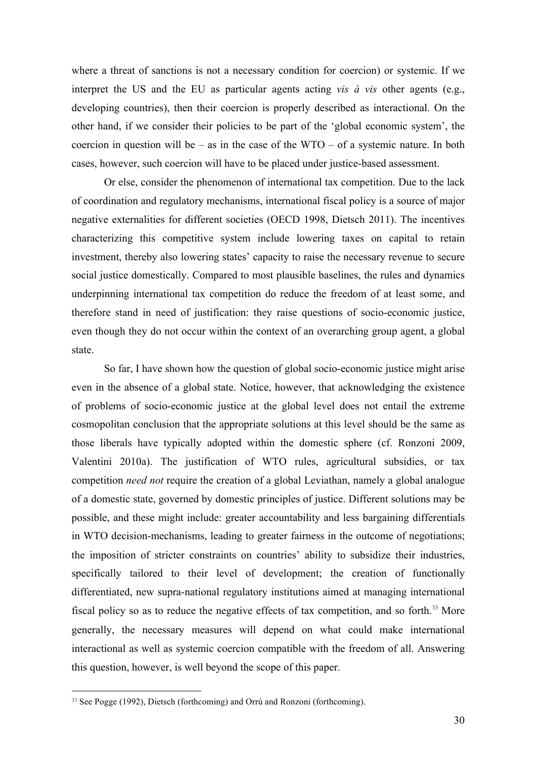where a threat of sanctions is not a necessary condition for coercion) or systemic. If we interpret the US and the EU as particular agents acting *vis à vis* other agents (e.g., developing countries), then their coercion is properly described as interactional. On the other hand, if we consider their policies to be part of the 'global economic system', the coercion in question will be – as in the case of the WTO – of a systemic nature. In both cases, however, such coercion will have to be placed under justice-based assessment.

Or else, consider the phenomenon of international tax competition. Due to the lack of coordination and regulatory mechanisms, international fiscal policy is a source of major negative externalities for different societies (OECD 1998, Dietsch 2011). The incentives characterizing this competitive system include lowering taxes on capital to retain investment, thereby also lowering states' capacity to raise the necessary revenue to secure social justice domestically. Compared to most plausible baselines, the rules and dynamics underpinning international tax competition do reduce the freedom of at least some, and therefore stand in need of justification: they raise questions of socio-economic justice, even though they do not occur within the context of an overarching group agent, a global state.

So far, I have shown how the question of global socio-economic justice might arise even in the absence of a global state. Notice, however, that acknowledging the existence of problems of socio-economic justice at the global level does not entail the extreme cosmopolitan conclusion that the appropriate solutions at this level should be the same as those liberals have typically adopted within the domestic sphere (cf. Ronzoni 2009, Valentini 2010a). The justification of WTO rules, agricultural subsidies, or tax competition *need not* require the creation of a global Leviathan, namely a global analogue of a domestic state, governed by domestic principles of justice. Different solutions may be possible, and these might include: greater accountability and less bargaining differentials in WTO decision-mechanisms, leading to greater fairness in the outcome of negotiations; the imposition of stricter constraints on countries' ability to subsidize their industries, specifically tailored to their level of development; the creation of functionally differentiated, new supra-national regulatory institutions aimed at managing international fiscal policy so as to reduce the negative effects of tax competition, and so forth.[33] More generally, the necessary measures will depend on what could make international interactional as well as systemic coercion compatible with the freedom of all. Answering this question, however, is well beyond the scope of this paper.

---

[33] See Pogge (1992), Dietsch (forthcoming) and Orrù and Ronzoni (forthcoming).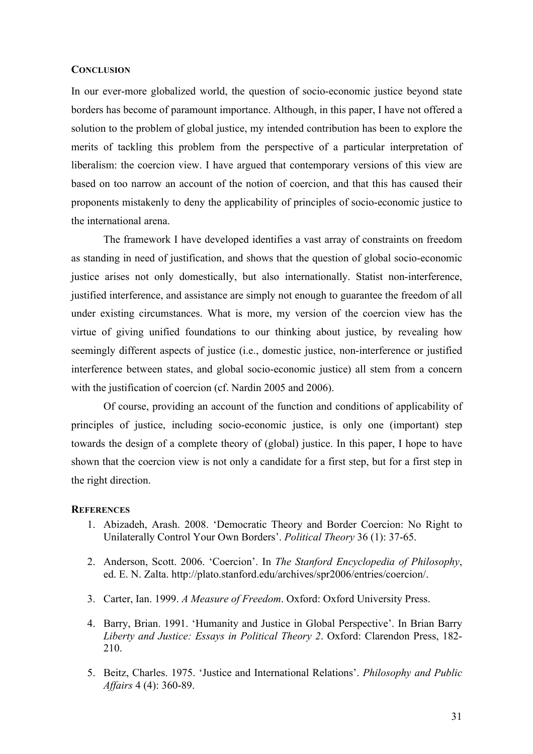## CONCLUSION

In our ever-more globalized world, the question of socio-economic justice beyond state borders has become of paramount importance. Although, in this paper, I have not offered a solution to the problem of global justice, my intended contribution has been to explore the merits of tackling this problem from the perspective of a particular interpretation of liberalism: the coercion view. I have argued that contemporary versions of this view are based on too narrow an account of the notion of coercion, and that this has caused their proponents mistakenly to deny the applicability of principles of socio-economic justice to the international arena.

The framework I have developed identifies a vast array of constraints on freedom as standing in need of justification, and shows that the question of global socio-economic justice arises not only domestically, but also internationally. Statist non-interference, justified interference, and assistance are simply not enough to guarantee the freedom of all under existing circumstances. What is more, my version of the coercion view has the virtue of giving unified foundations to our thinking about justice, by revealing how seemingly different aspects of justice (i.e., domestic justice, non-interference or justified interference between states, and global socio-economic justice) all stem from a concern with the justification of coercion (cf. Nardin 2005 and 2006).

Of course, providing an account of the function and conditions of applicability of principles of justice, including socio-economic justice, is only one (important) step towards the design of a complete theory of (global) justice. In this paper, I hope to have shown that the coercion view is not only a candidate for a first step, but for a first step in the right direction.

## REFERENCES

1. Abizadeh, Arash. 2008. 'Democratic Theory and Border Coercion: No Right to Unilaterally Control Your Own Borders'. *Political Theory* 36 (1): 37-65.

2. Anderson, Scott. 2006. 'Coercion'. In *The Stanford Encyclopedia of Philosophy*, ed. E. N. Zalta. http://plato.stanford.edu/archives/spr2006/entries/coercion/.

3. Carter, Ian. 1999. *A Measure of Freedom*. Oxford: Oxford University Press.

4. Barry, Brian. 1991. 'Humanity and Justice in Global Perspective'. In Brian Barry *Liberty and Justice: Essays in Political Theory 2*. Oxford: Clarendon Press, 182-210.

5. Beitz, Charles. 1975. 'Justice and International Relations'. *Philosophy and Public Affairs* 4 (4): 360-89.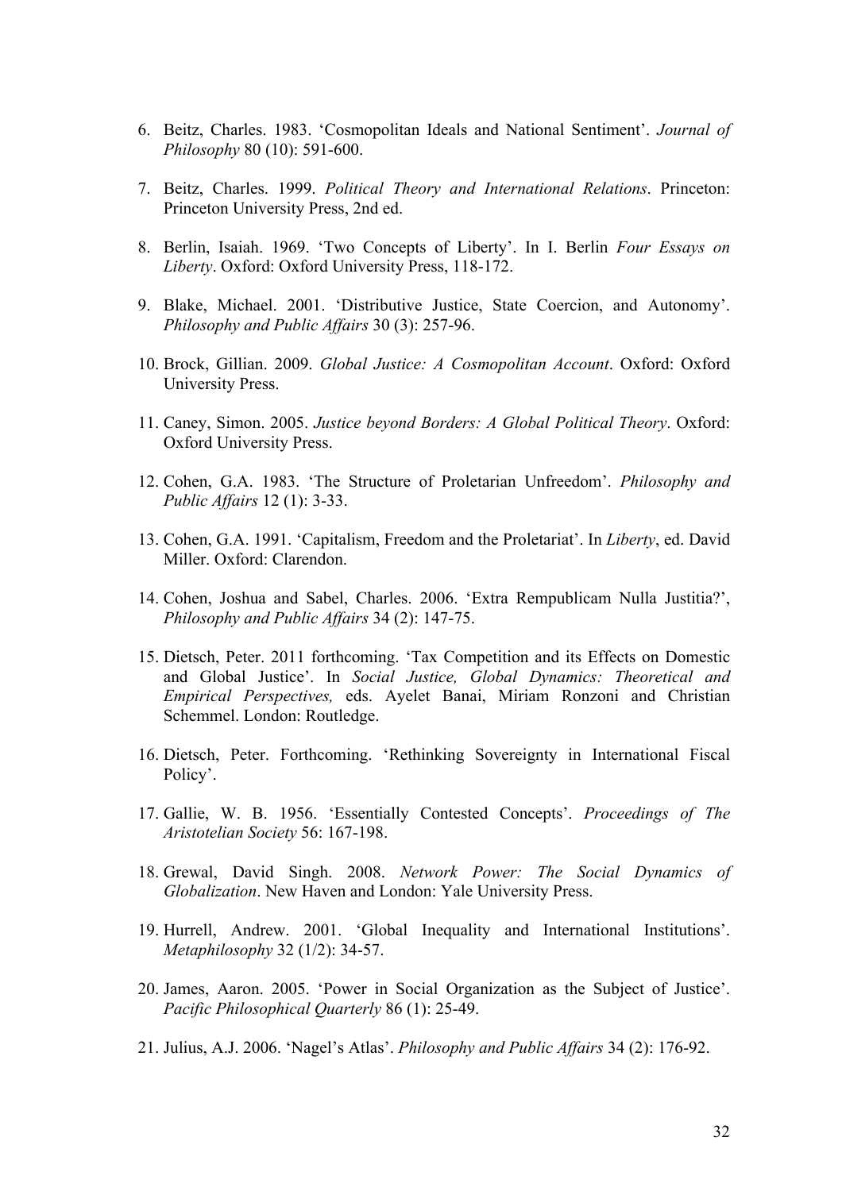6. Beitz, Charles. 1983. 'Cosmopolitan Ideals and National Sentiment'. *Journal of Philosophy* 80 (10): 591-600.

7. Beitz, Charles. 1999. *Political Theory and International Relations*. Princeton: Princeton University Press, 2nd ed.

8. Berlin, Isaiah. 1969. 'Two Concepts of Liberty'. In I. Berlin *Four Essays on Liberty*. Oxford: Oxford University Press, 118-172.

9. Blake, Michael. 2001. 'Distributive Justice, State Coercion, and Autonomy'. *Philosophy and Public Affairs* 30 (3): 257-96.

10. Brock, Gillian. 2009. *Global Justice: A Cosmopolitan Account*. Oxford: Oxford University Press.

11. Caney, Simon. 2005. *Justice beyond Borders: A Global Political Theory*. Oxford: Oxford University Press.

12. Cohen, G.A. 1983. 'The Structure of Proletarian Unfreedom'. *Philosophy and Public Affairs* 12 (1): 3-33.

13. Cohen, G.A. 1991. 'Capitalism, Freedom and the Proletariat'. In *Liberty*, ed. David Miller. Oxford: Clarendon.

14. Cohen, Joshua and Sabel, Charles. 2006. 'Extra Rempublicam Nulla Justitia?', *Philosophy and Public Affairs* 34 (2): 147-75.

15. Dietsch, Peter. 2011 forthcoming. 'Tax Competition and its Effects on Domestic and Global Justice'. In *Social Justice, Global Dynamics: Theoretical and Empirical Perspectives,* eds. Ayelet Banai, Miriam Ronzoni and Christian Schemmel. London: Routledge.

16. Dietsch, Peter. Forthcoming. 'Rethinking Sovereignty in International Fiscal Policy'.

17. Gallie, W. B. 1956. 'Essentially Contested Concepts'. *Proceedings of The Aristotelian Society* 56: 167-198.

18. Grewal, David Singh. 2008. *Network Power: The Social Dynamics of Globalization*. New Haven and London: Yale University Press.

19. Hurrell, Andrew. 2001. 'Global Inequality and International Institutions'. *Metaphilosophy* 32 (1/2): 34-57.

20. James, Aaron. 2005. 'Power in Social Organization as the Subject of Justice'. *Pacific Philosophical Quarterly* 86 (1): 25-49.

21. Julius, A.J. 2006. 'Nagel's Atlas'. *Philosophy and Public Affairs* 34 (2): 176-92.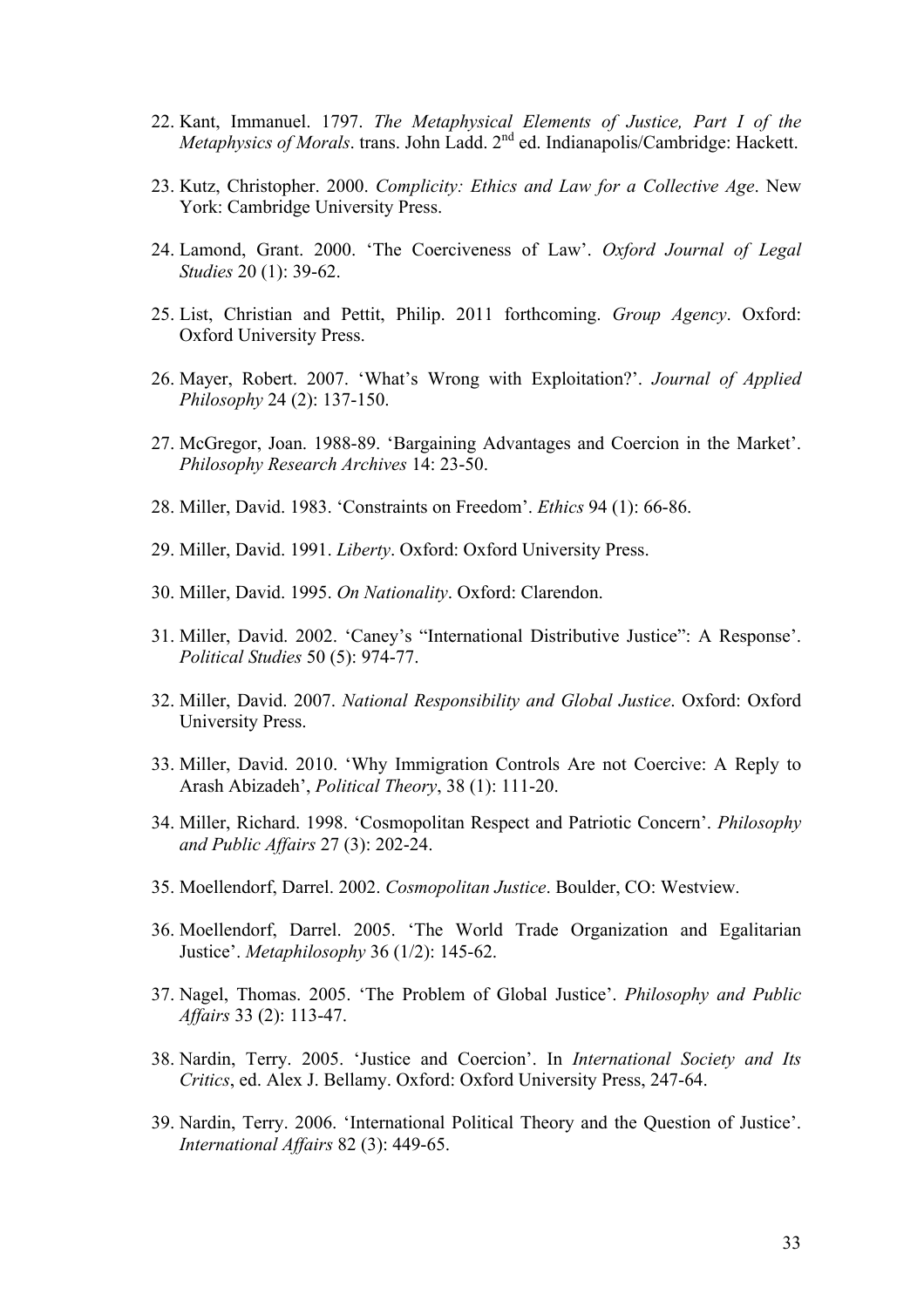22. Kant, Immanuel. 1797. *The Metaphysical Elements of Justice, Part I of the Metaphysics of Morals*. trans. John Ladd. 2nd ed. Indianapolis/Cambridge: Hackett.

23. Kutz, Christopher. 2000. *Complicity: Ethics and Law for a Collective Age*. New York: Cambridge University Press.

24. Lamond, Grant. 2000. 'The Coerciveness of Law'. *Oxford Journal of Legal Studies* 20 (1): 39-62.

25. List, Christian and Pettit, Philip. 2011 forthcoming. *Group Agency*. Oxford: Oxford University Press.

26. Mayer, Robert. 2007. 'What's Wrong with Exploitation?'. *Journal of Applied Philosophy* 24 (2): 137-150.

27. McGregor, Joan. 1988-89. 'Bargaining Advantages and Coercion in the Market'. *Philosophy Research Archives* 14: 23-50.

28. Miller, David. 1983. 'Constraints on Freedom'. *Ethics* 94 (1): 66-86.

29. Miller, David. 1991. *Liberty*. Oxford: Oxford University Press.

30. Miller, David. 1995. *On Nationality*. Oxford: Clarendon.

31. Miller, David. 2002. 'Caney's "International Distributive Justice": A Response'. *Political Studies* 50 (5): 974-77.

32. Miller, David. 2007. *National Responsibility and Global Justice*. Oxford: Oxford University Press.

33. Miller, David. 2010. 'Why Immigration Controls Are not Coercive: A Reply to Arash Abizadeh', *Political Theory*, 38 (1): 111-20.

34. Miller, Richard. 1998. 'Cosmopolitan Respect and Patriotic Concern'. *Philosophy and Public Affairs* 27 (3): 202-24.

35. Moellendorf, Darrel. 2002. *Cosmopolitan Justice*. Boulder, CO: Westview.

36. Moellendorf, Darrel. 2005. 'The World Trade Organization and Egalitarian Justice'. *Metaphilosophy* 36 (1/2): 145-62.

37. Nagel, Thomas. 2005. 'The Problem of Global Justice'. *Philosophy and Public Affairs* 33 (2): 113-47.

38. Nardin, Terry. 2005. 'Justice and Coercion'. In *International Society and Its Critics*, ed. Alex J. Bellamy. Oxford: Oxford University Press, 247-64.

39. Nardin, Terry. 2006. 'International Political Theory and the Question of Justice'. *International Affairs* 82 (3): 449-65.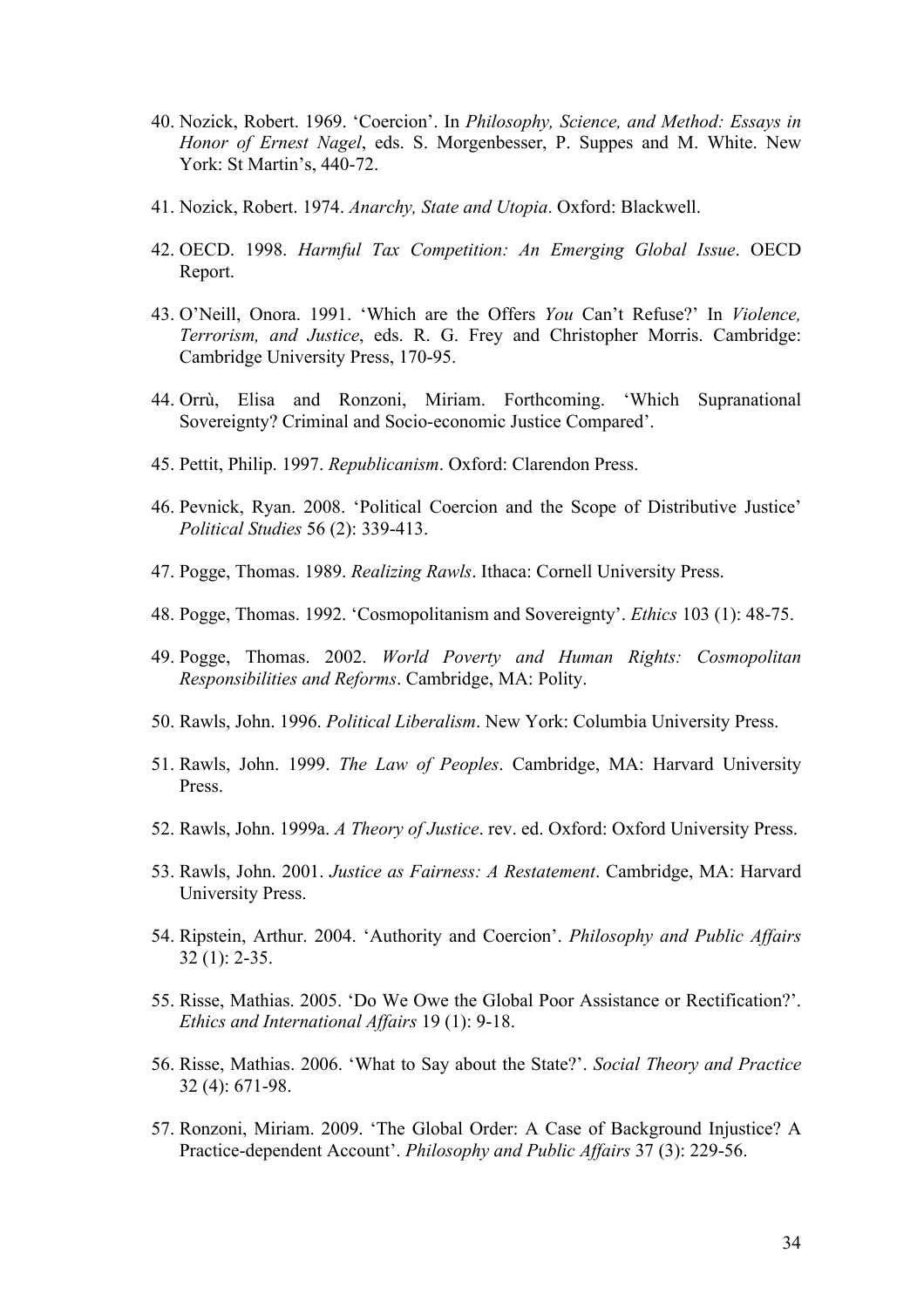40. Nozick, Robert. 1969. 'Coercion'. In *Philosophy, Science, and Method: Essays in Honor of Ernest Nagel*, eds. S. Morgenbesser, P. Suppes and M. White. New York: St Martin's, 440-72.

41. Nozick, Robert. 1974. *Anarchy, State and Utopia*. Oxford: Blackwell.

42. OECD. 1998. *Harmful Tax Competition: An Emerging Global Issue*. OECD Report.

43. O'Neill, Onora. 1991. 'Which are the Offers *You* Can't Refuse?' In *Violence, Terrorism, and Justice*, eds. R. G. Frey and Christopher Morris. Cambridge: Cambridge University Press, 170-95.

44. Orrù, Elisa and Ronzoni, Miriam. Forthcoming. 'Which Supranational Sovereignty? Criminal and Socio-economic Justice Compared'.

45. Pettit, Philip. 1997. *Republicanism*. Oxford: Clarendon Press.

46. Pevnick, Ryan. 2008. 'Political Coercion and the Scope of Distributive Justice' *Political Studies* 56 (2): 339-413.

47. Pogge, Thomas. 1989. *Realizing Rawls*. Ithaca: Cornell University Press.

48. Pogge, Thomas. 1992. 'Cosmopolitanism and Sovereignty'. *Ethics* 103 (1): 48-75.

49. Pogge, Thomas. 2002. *World Poverty and Human Rights: Cosmopolitan Responsibilities and Reforms*. Cambridge, MA: Polity.

50. Rawls, John. 1996. *Political Liberalism*. New York: Columbia University Press.

51. Rawls, John. 1999. *The Law of Peoples*. Cambridge, MA: Harvard University Press.

52. Rawls, John. 1999a. *A Theory of Justice*. rev. ed. Oxford: Oxford University Press.

53. Rawls, John. 2001. *Justice as Fairness: A Restatement*. Cambridge, MA: Harvard University Press.

54. Ripstein, Arthur. 2004. 'Authority and Coercion'. *Philosophy and Public Affairs* 32 (1): 2-35.

55. Risse, Mathias. 2005. 'Do We Owe the Global Poor Assistance or Rectification?'. *Ethics and International Affairs* 19 (1): 9-18.

56. Risse, Mathias. 2006. 'What to Say about the State?'. *Social Theory and Practice* 32 (4): 671-98.

57. Ronzoni, Miriam. 2009. 'The Global Order: A Case of Background Injustice? A Practice-dependent Account'. *Philosophy and Public Affairs* 37 (3): 229-56.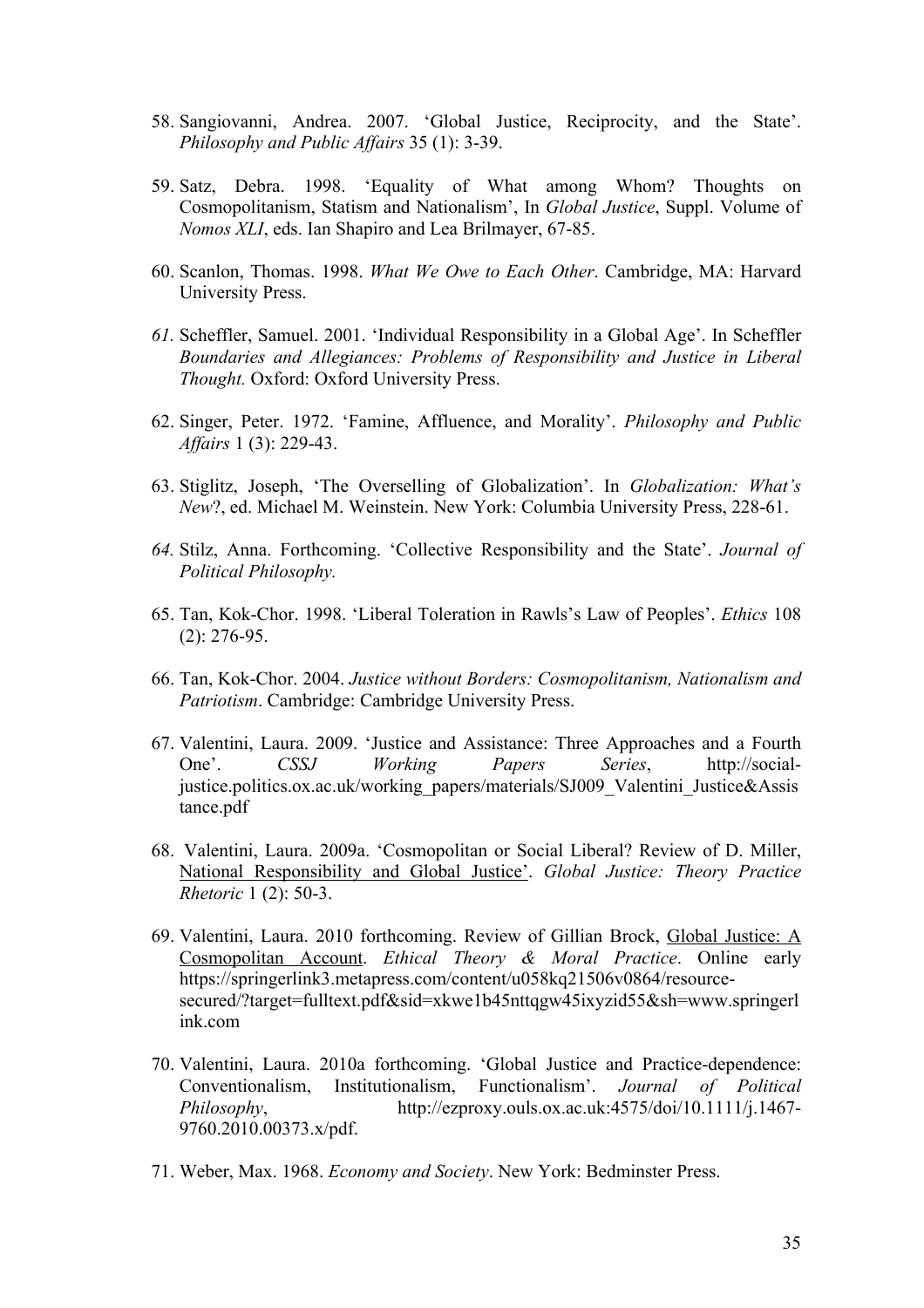58. Sangiovanni, Andrea. 2007. 'Global Justice, Reciprocity, and the State'. *Philosophy and Public Affairs* 35 (1): 3-39.

59. Satz, Debra. 1998. 'Equality of What among Whom? Thoughts on Cosmopolitanism, Statism and Nationalism', In *Global Justice*, Suppl. Volume of *Nomos XLI*, eds. Ian Shapiro and Lea Brilmayer, 67-85.

60. Scanlon, Thomas. 1998. *What We Owe to Each Other*. Cambridge, MA: Harvard University Press.

61. Scheffler, Samuel. 2001. 'Individual Responsibility in a Global Age'. In Scheffler *Boundaries and Allegiances: Problems of Responsibility and Justice in Liberal Thought.* Oxford: Oxford University Press.

62. Singer, Peter. 1972. 'Famine, Affluence, and Morality'. *Philosophy and Public Affairs* 1 (3): 229-43.

63. Stiglitz, Joseph, 'The Overselling of Globalization'. In *Globalization: What's New*?, ed. Michael M. Weinstein. New York: Columbia University Press, 228-61.

64. Stilz, Anna. Forthcoming. 'Collective Responsibility and the State'. *Journal of Political Philosophy.*

65. Tan, Kok-Chor. 1998. 'Liberal Toleration in Rawls's Law of Peoples'. *Ethics* 108 (2): 276-95.

66. Tan, Kok-Chor. 2004. *Justice without Borders: Cosmopolitanism, Nationalism and Patriotism*. Cambridge: Cambridge University Press.

67. Valentini, Laura. 2009. 'Justice and Assistance: Three Approaches and a Fourth One'. *CSSJ Working Papers Series*, http://social-justice.politics.ox.ac.uk/working_papers/materials/SJ009_Valentini_Justice&Assistance.pdf

68. Valentini, Laura. 2009a. 'Cosmopolitan or Social Liberal? Review of D. Miller, National Responsibility and Global Justice'. *Global Justice: Theory Practice Rhetoric* 1 (2): 50-3.

69. Valentini, Laura. 2010 forthcoming. Review of Gillian Brock, Global Justice: A Cosmopolitan Account. *Ethical Theory & Moral Practice*. Online early https://springerlink3.metapress.com/content/u058kq21506v0864/resource-secured/?target=fulltext.pdf&sid=xkwe1b45nttqgw45ixyzid55&sh=www.springerlink.com

70. Valentini, Laura. 2010a forthcoming. 'Global Justice and Practice-dependence: Conventionalism, Institutionalism, Functionalism'. *Journal of Political Philosophy*, http://ezproxy.ouls.ox.ac.uk:4575/doi/10.1111/j.1467-9760.2010.00373.x/pdf.

71. Weber, Max. 1968. *Economy and Society*. New York: Bedminster Press.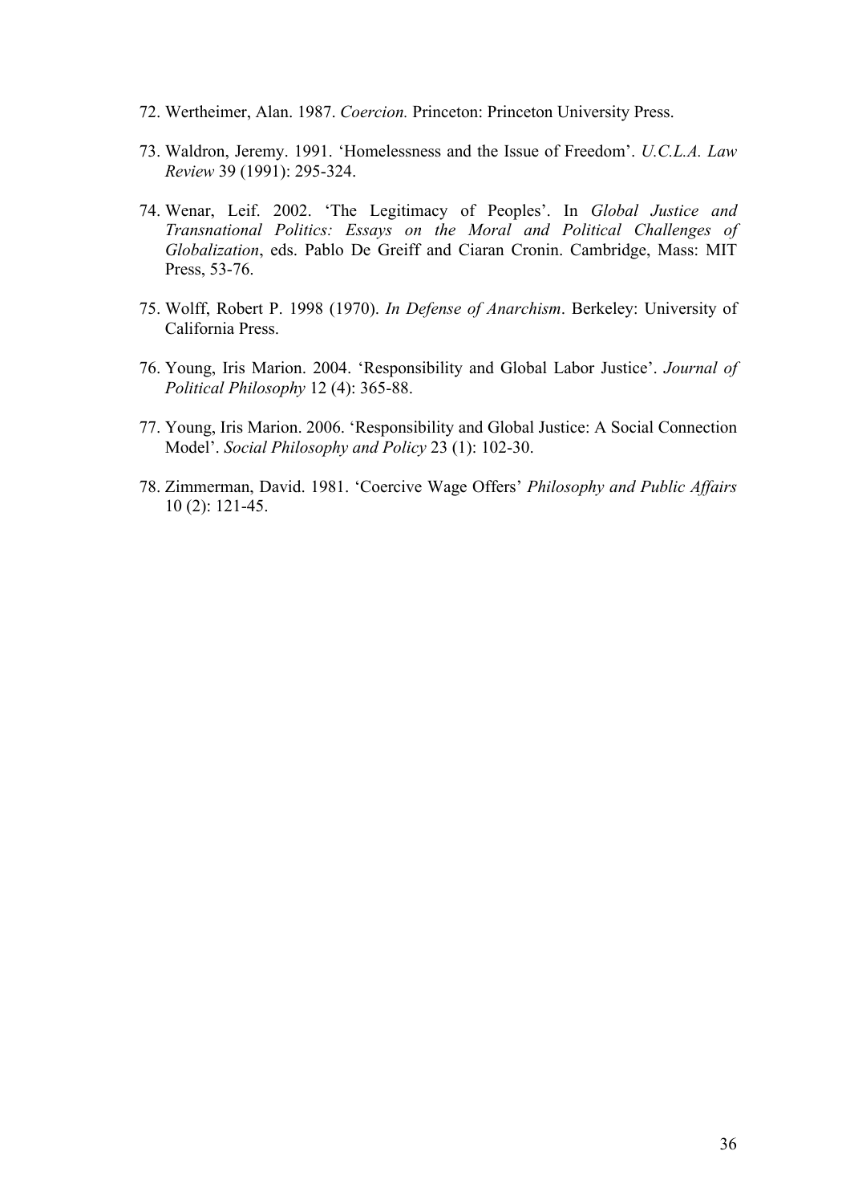72. Wertheimer, Alan. 1987. *Coercion.* Princeton: Princeton University Press.

73. Waldron, Jeremy. 1991. 'Homelessness and the Issue of Freedom'. *U.C.L.A. Law Review* 39 (1991): 295-324.

74. Wenar, Leif. 2002. 'The Legitimacy of Peoples'. In *Global Justice and Transnational Politics: Essays on the Moral and Political Challenges of Globalization*, eds. Pablo De Greiff and Ciaran Cronin. Cambridge, Mass: MIT Press, 53-76.

75. Wolff, Robert P. 1998 (1970). *In Defense of Anarchism*. Berkeley: University of California Press.

76. Young, Iris Marion. 2004. 'Responsibility and Global Labor Justice'. *Journal of Political Philosophy* 12 (4): 365-88.

77. Young, Iris Marion. 2006. 'Responsibility and Global Justice: A Social Connection Model'. *Social Philosophy and Policy* 23 (1): 102-30.

78. Zimmerman, David. 1981. 'Coercive Wage Offers' *Philosophy and Public Affairs* 10 (2): 121-45.